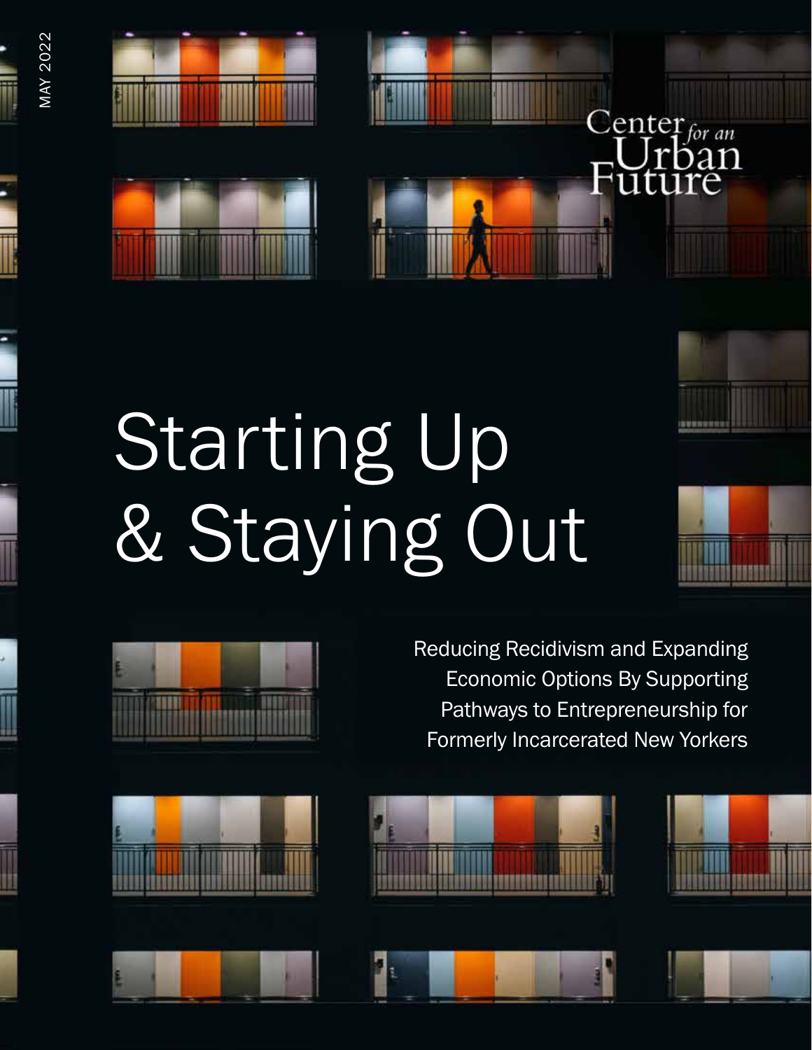MAY 2022

Center for an Urban Future

# Starting Up & Staying Out

Reducing Recidivism and Expanding Economic Options By Supporting Pathways to Entrepreneurship for Formerly Incarcerated New Yorkers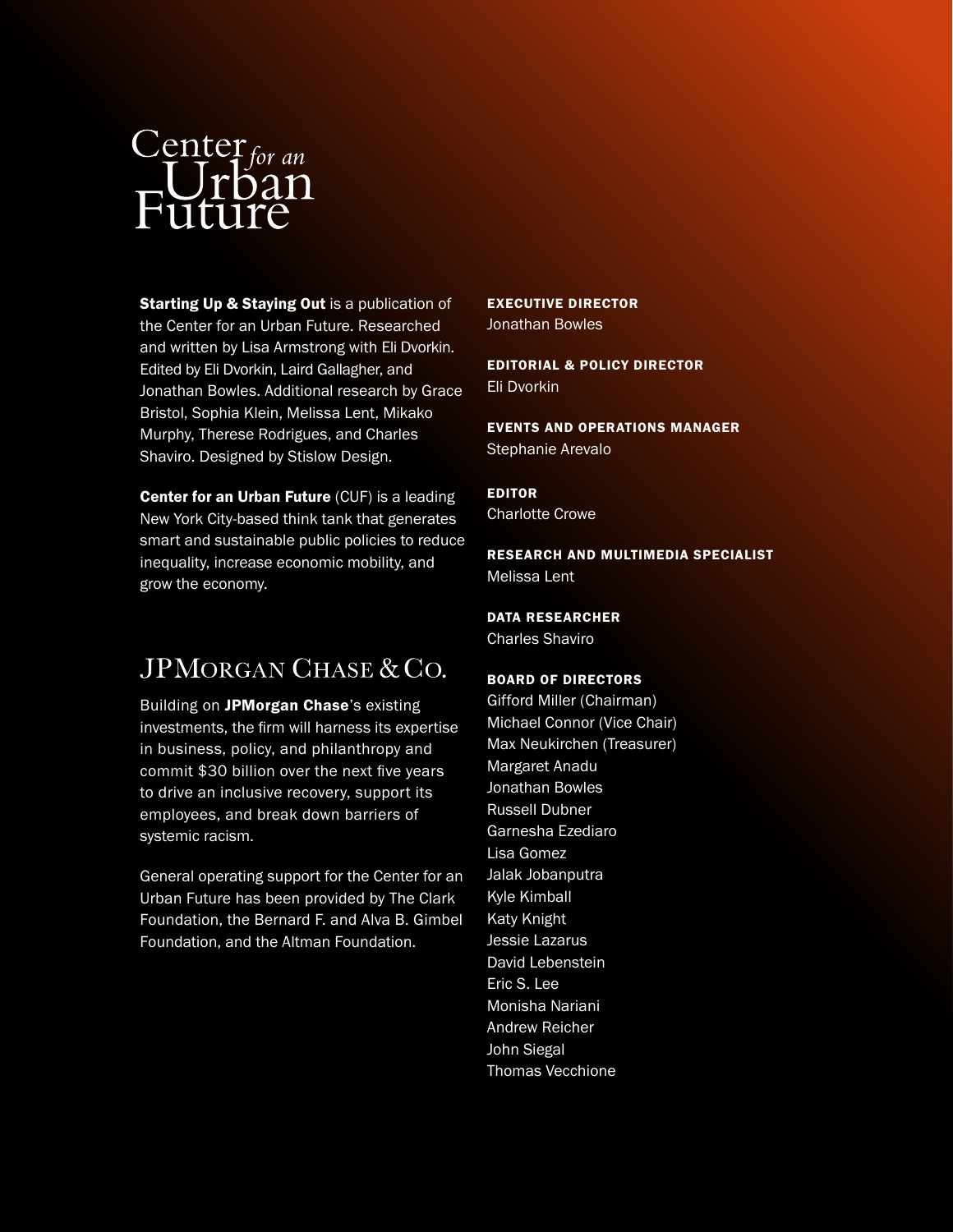# Center for an Urban Future

**Starting Up & Staying Out** is a publication of the Center for an Urban Future. Researched and written by Lisa Armstrong with Eli Dvorkin. Edited by Eli Dvorkin, Laird Gallagher, and Jonathan Bowles. Additional research by Grace Bristol, Sophia Klein, Melissa Lent, Mikako Murphy, Therese Rodrigues, and Charles Shaviro. Designed by Stislow Design.

**Center for an Urban Future** (CUF) is a leading New York City-based think tank that generates smart and sustainable public policies to reduce inequality, increase economic mobility, and grow the economy.

## JPMorgan Chase & Co.

Building on **JPMorgan Chase**'s existing investments, the firm will harness its expertise in business, policy, and philanthropy and commit $30 billion over the next five years to drive an inclusive recovery, support its employees, and break down barriers of systemic racism.

General operating support for the Center for an Urban Future has been provided by The Clark Foundation, the Bernard F. and Alva B. Gimbel Foundation, and the Altman Foundation.

**EXECUTIVE DIRECTOR**
Jonathan Bowles

**EDITORIAL & POLICY DIRECTOR**
Eli Dvorkin

**EVENTS AND OPERATIONS MANAGER**
Stephanie Arevalo

**EDITOR**
Charlotte Crowe

**RESEARCH AND MULTIMEDIA SPECIALIST**
Melissa Lent

**DATA RESEARCHER**
Charles Shaviro

**BOARD OF DIRECTORS**
Gifford Miller (Chairman)
Michael Connor (Vice Chair)
Max Neukirchen (Treasurer)
Margaret Anadu
Jonathan Bowles
Russell Dubner
Garnesha Ezediaro
Lisa Gomez
Jalak Jobanputra
Kyle Kimball
Katy Knight
Jessie Lazarus
David Lebenstein
Eric S. Lee
Monisha Nariani
Andrew Reicher
John Siegal
Thomas Vecchione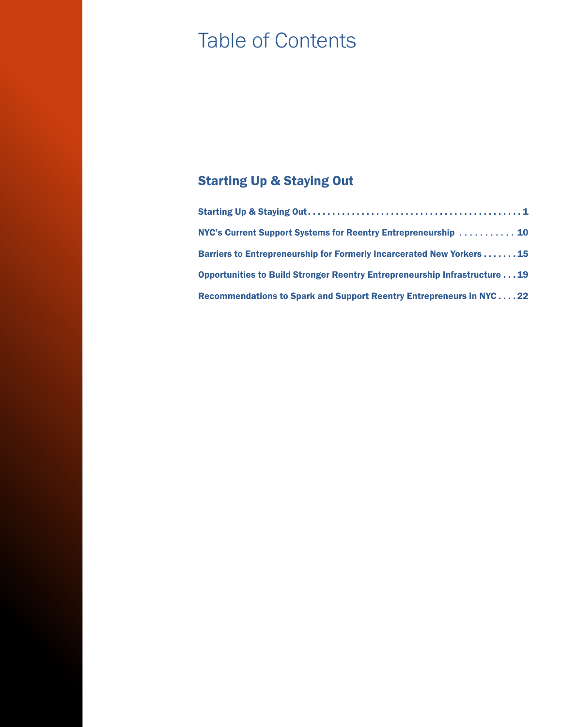# Table of Contents

## Starting Up & Staying Out

**Starting Up & Staying Out** . . . . . . . . . . . . . . . . . . . . . . . . . . . . . . . . . . . . . . . . . . . . . **1**

**NYC's Current Support Systems for Reentry Entrepreneurship** . . . . . . . . . . . **10**

**Barriers to Entrepreneurship for Formerly Incarcerated New Yorkers** . . . . . . . **15**

**Opportunities to Build Stronger Reentry Entrepreneurship Infrastructure** . . . **19**

**Recommendations to Spark and Support Reentry Entrepreneurs in NYC** . . . . **22**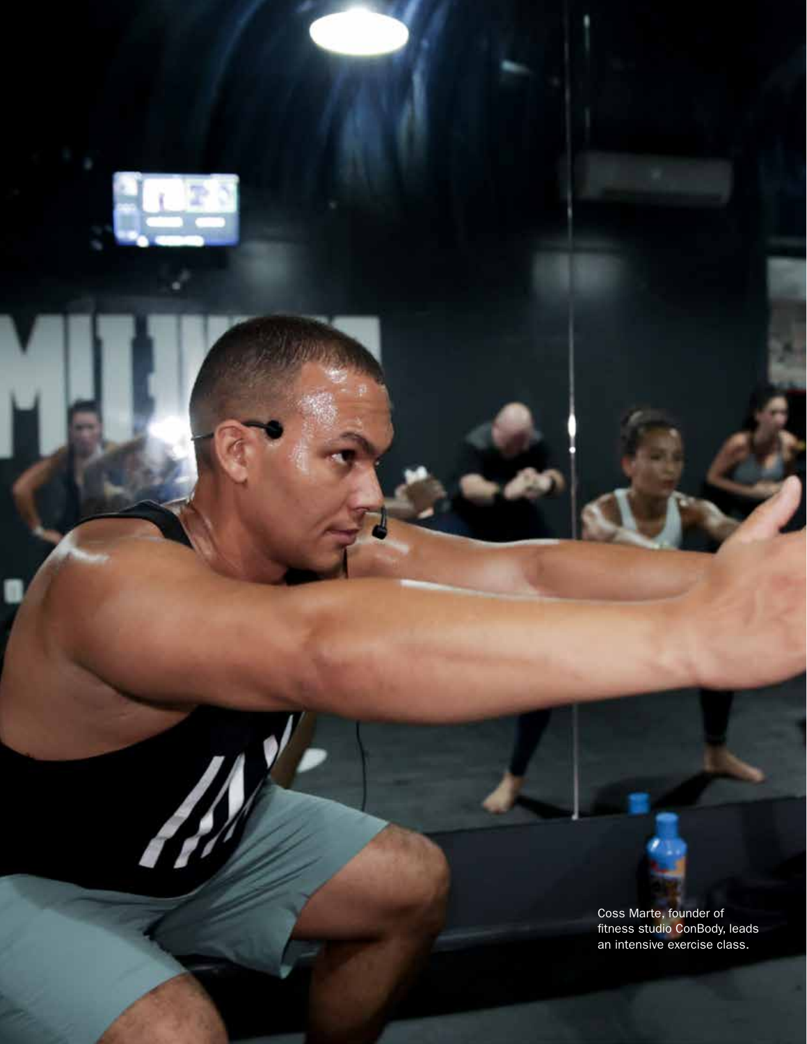Coss Marte, founder of fitness studio ConBody, leads an intensive exercise class.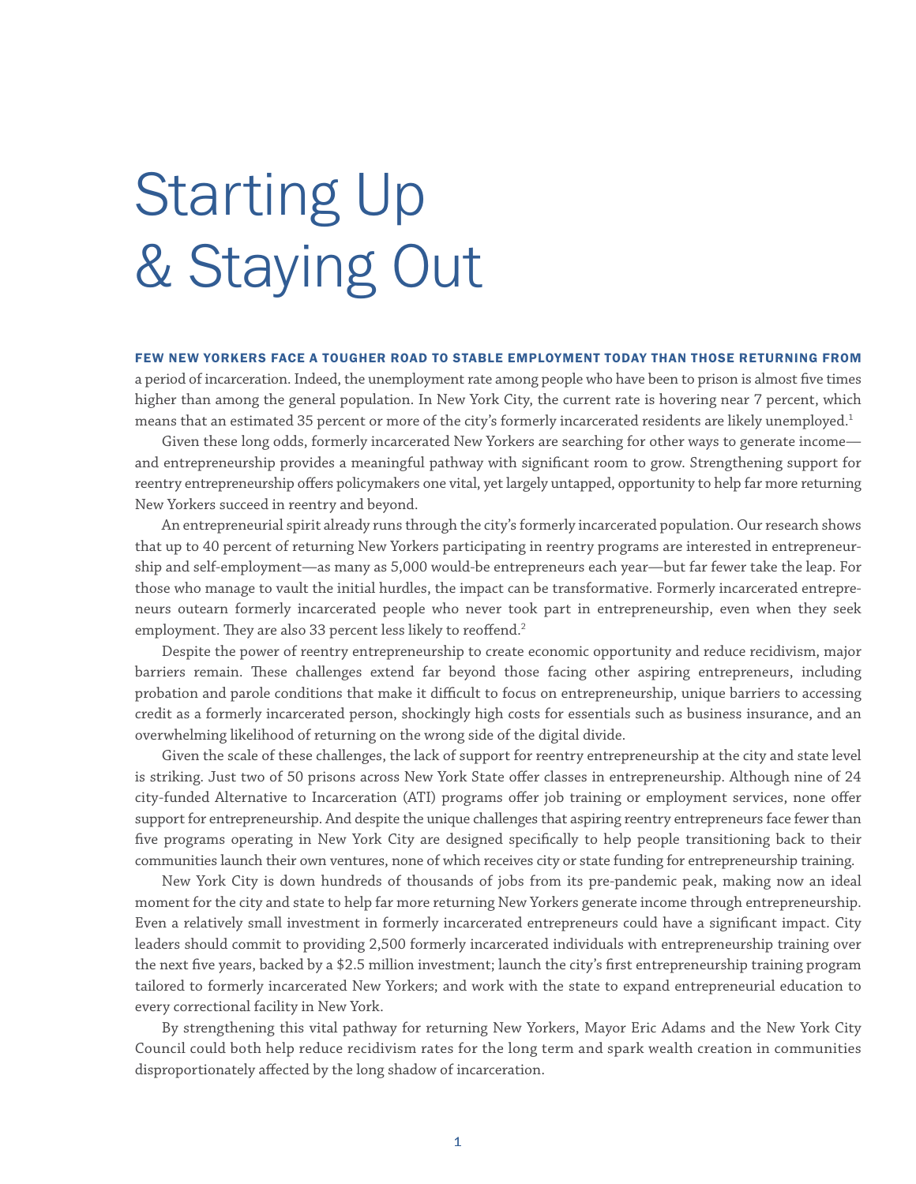# Starting Up & Staying Out

**FEW NEW YORKERS FACE A TOUGHER ROAD TO STABLE EMPLOYMENT TODAY THAN THOSE RETURNING FROM** a period of incarceration. Indeed, the unemployment rate among people who have been to prison is almost five times higher than among the general population. In New York City, the current rate is hovering near 7 percent, which means that an estimated 35 percent or more of the city's formerly incarcerated residents are likely unemployed.[1]

Given these long odds, formerly incarcerated New Yorkers are searching for other ways to generate income—and entrepreneurship provides a meaningful pathway with significant room to grow. Strengthening support for reentry entrepreneurship offers policymakers one vital, yet largely untapped, opportunity to help far more returning New Yorkers succeed in reentry and beyond.

An entrepreneurial spirit already runs through the city's formerly incarcerated population. Our research shows that up to 40 percent of returning New Yorkers participating in reentry programs are interested in entrepreneurship and self-employment—as many as 5,000 would-be entrepreneurs each year—but far fewer take the leap. For those who manage to vault the initial hurdles, the impact can be transformative. Formerly incarcerated entrepreneurs outearn formerly incarcerated people who never took part in entrepreneurship, even when they seek employment. They are also 33 percent less likely to reoffend.[2]

Despite the power of reentry entrepreneurship to create economic opportunity and reduce recidivism, major barriers remain. These challenges extend far beyond those facing other aspiring entrepreneurs, including probation and parole conditions that make it difficult to focus on entrepreneurship, unique barriers to accessing credit as a formerly incarcerated person, shockingly high costs for essentials such as business insurance, and an overwhelming likelihood of returning on the wrong side of the digital divide.

Given the scale of these challenges, the lack of support for reentry entrepreneurship at the city and state level is striking. Just two of 50 prisons across New York State offer classes in entrepreneurship. Although nine of 24 city-funded Alternative to Incarceration (ATI) programs offer job training or employment services, none offer support for entrepreneurship. And despite the unique challenges that aspiring reentry entrepreneurs face fewer than five programs operating in New York City are designed specifically to help people transitioning back to their communities launch their own ventures, none of which receives city or state funding for entrepreneurship training.

New York City is down hundreds of thousands of jobs from its pre-pandemic peak, making now an ideal moment for the city and state to help far more returning New Yorkers generate income through entrepreneurship. Even a relatively small investment in formerly incarcerated entrepreneurs could have a significant impact. City leaders should commit to providing 2,500 formerly incarcerated individuals with entrepreneurship training over the next five years, backed by a $2.5 million investment; launch the city's first entrepreneurship training program tailored to formerly incarcerated New Yorkers; and work with the state to expand entrepreneurial education to every correctional facility in New York.

By strengthening this vital pathway for returning New Yorkers, Mayor Eric Adams and the New York City Council could both help reduce recidivism rates for the long term and spark wealth creation in communities disproportionately affected by the long shadow of incarceration.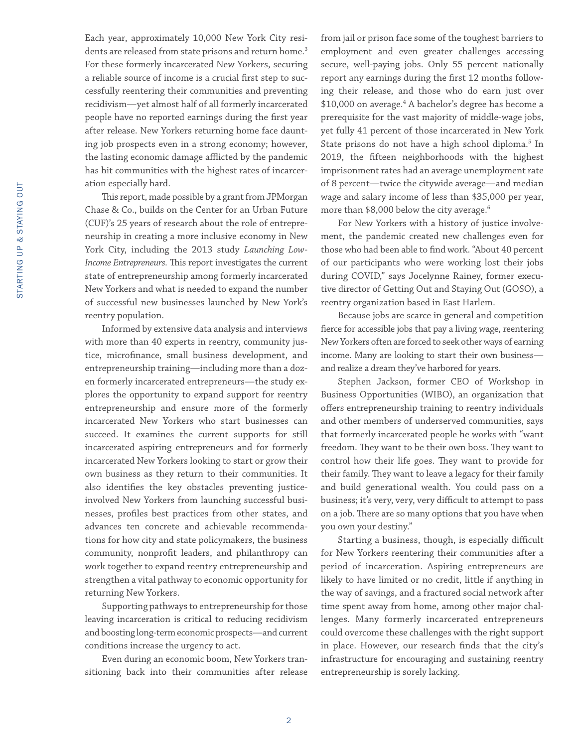Each year, approximately 10,000 New York City residents are released from state prisons and return home.[3] For these formerly incarcerated New Yorkers, securing a reliable source of income is a crucial first step to successfully reentering their communities and preventing recidivism—yet almost half of all formerly incarcerated people have no reported earnings during the first year after release. New Yorkers returning home face daunting job prospects even in a strong economy; however, the lasting economic damage afflicted by the pandemic has hit communities with the highest rates of incarceration especially hard.

This report, made possible by a grant from JPMorgan Chase & Co., builds on the Center for an Urban Future (CUF)'s 25 years of research about the role of entrepreneurship in creating a more inclusive economy in New York City, including the 2013 study *Launching Low-Income Entrepreneurs*. This report investigates the current state of entrepreneurship among formerly incarcerated New Yorkers and what is needed to expand the number of successful new businesses launched by New York's reentry population.

Informed by extensive data analysis and interviews with more than 40 experts in reentry, community justice, microfinance, small business development, and entrepreneurship training—including more than a dozen formerly incarcerated entrepreneurs—the study explores the opportunity to expand support for reentry entrepreneurship and ensure more of the formerly incarcerated New Yorkers who start businesses can succeed. It examines the current supports for still incarcerated aspiring entrepreneurs and for formerly incarcerated New Yorkers looking to start or grow their own business as they return to their communities. It also identifies the key obstacles preventing justice-involved New Yorkers from launching successful businesses, profiles best practices from other states, and advances ten concrete and achievable recommendations for how city and state policymakers, the business community, nonprofit leaders, and philanthropy can work together to expand reentry entrepreneurship and strengthen a vital pathway to economic opportunity for returning New Yorkers.

Supporting pathways to entrepreneurship for those leaving incarceration is critical to reducing recidivism and boosting long-term economic prospects—and current conditions increase the urgency to act.

Even during an economic boom, New Yorkers transitioning back into their communities after release from jail or prison face some of the toughest barriers to employment and even greater challenges accessing secure, well-paying jobs. Only 55 percent nationally report any earnings during the first 12 months following their release, and those who do earn just over $10,000 on average.[4] A bachelor's degree has become a prerequisite for the vast majority of middle-wage jobs, yet fully 41 percent of those incarcerated in New York State prisons do not have a high school diploma.[5] In 2019, the fifteen neighborhoods with the highest imprisonment rates had an average unemployment rate of 8 percent—twice the citywide average—and median wage and salary income of less than $35,000 per year, more than $8,000 below the city average.[6]

For New Yorkers with a history of justice involvement, the pandemic created new challenges even for those who had been able to find work. "About 40 percent of our participants who were working lost their jobs during COVID," says Jocelynne Rainey, former executive director of Getting Out and Staying Out (GOSO), a reentry organization based in East Harlem.

Because jobs are scarce in general and competition fierce for accessible jobs that pay a living wage, reentering New Yorkers often are forced to seek other ways of earning income. Many are looking to start their own business—and realize a dream they've harbored for years.

Stephen Jackson, former CEO of Workshop in Business Opportunities (WIBO), an organization that offers entrepreneurship training to reentry individuals and other members of underserved communities, says that formerly incarcerated people he works with "want freedom. They want to be their own boss. They want to control how their life goes. They want to provide for their family. They want to leave a legacy for their family and build generational wealth. You could pass on a business; it's very, very, very difficult to attempt to pass on a job. There are so many options that you have when you own your destiny."

Starting a business, though, is especially difficult for New Yorkers reentering their communities after a period of incarceration. Aspiring entrepreneurs are likely to have limited or no credit, little if anything in the way of savings, and a fractured social network after time spent away from home, among other major challenges. Many formerly incarcerated entrepreneurs could overcome these challenges with the right support in place. However, our research finds that the city's infrastructure for encouraging and sustaining reentry entrepreneurship is sorely lacking.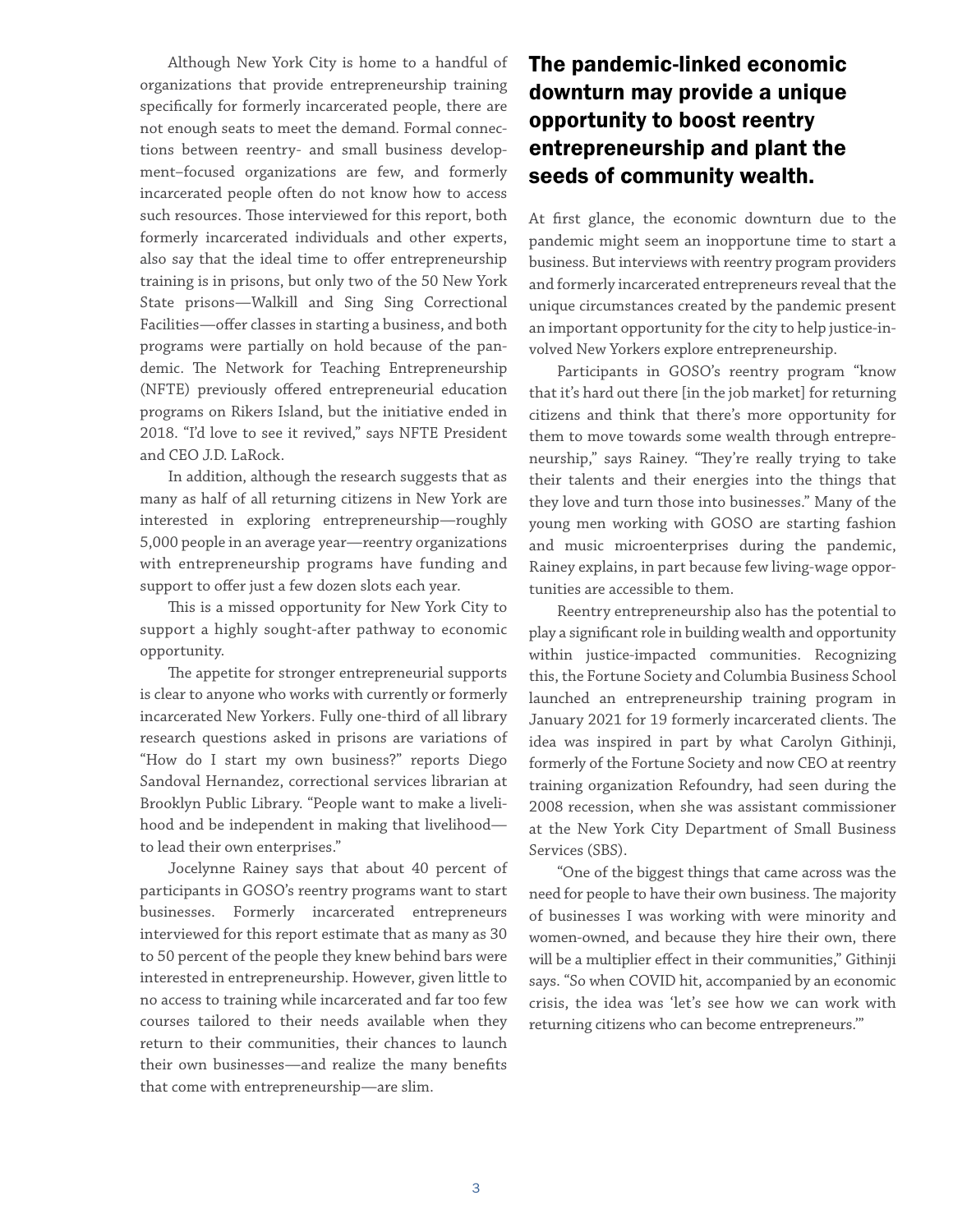Although New York City is home to a handful of organizations that provide entrepreneurship training specifically for formerly incarcerated people, there are not enough seats to meet the demand. Formal connections between reentry- and small business development–focused organizations are few, and formerly incarcerated people often do not know how to access such resources. Those interviewed for this report, both formerly incarcerated individuals and other experts, also say that the ideal time to offer entrepreneurship training is in prisons, but only two of the 50 New York State prisons—Walkill and Sing Sing Correctional Facilities—offer classes in starting a business, and both programs were partially on hold because of the pandemic. The Network for Teaching Entrepreneurship (NFTE) previously offered entrepreneurial education programs on Rikers Island, but the initiative ended in 2018. "I'd love to see it revived," says NFTE President and CEO J.D. LaRock.

In addition, although the research suggests that as many as half of all returning citizens in New York are interested in exploring entrepreneurship—roughly 5,000 people in an average year—reentry organizations with entrepreneurship programs have funding and support to offer just a few dozen slots each year.

This is a missed opportunity for New York City to support a highly sought-after pathway to economic opportunity.

The appetite for stronger entrepreneurial supports is clear to anyone who works with currently or formerly incarcerated New Yorkers. Fully one-third of all library research questions asked in prisons are variations of "How do I start my own business?" reports Diego Sandoval Hernandez, correctional services librarian at Brooklyn Public Library. "People want to make a livelihood and be independent in making that livelihood—to lead their own enterprises."

Jocelynne Rainey says that about 40 percent of participants in GOSO's reentry programs want to start businesses. Formerly incarcerated entrepreneurs interviewed for this report estimate that as many as 30 to 50 percent of the people they knew behind bars were interested in entrepreneurship. However, given little to no access to training while incarcerated and far too few courses tailored to their needs available when they return to their communities, their chances to launch their own businesses—and realize the many benefits that come with entrepreneurship—are slim.

## The pandemic-linked economic downturn may provide a unique opportunity to boost reentry entrepreneurship and plant the seeds of community wealth.

At first glance, the economic downturn due to the pandemic might seem an inopportune time to start a business. But interviews with reentry program providers and formerly incarcerated entrepreneurs reveal that the unique circumstances created by the pandemic present an important opportunity for the city to help justice-involved New Yorkers explore entrepreneurship.

Participants in GOSO's reentry program "know that it's hard out there [in the job market] for returning citizens and think that there's more opportunity for them to move towards some wealth through entrepreneurship," says Rainey. "They're really trying to take their talents and their energies into the things that they love and turn those into businesses." Many of the young men working with GOSO are starting fashion and music microenterprises during the pandemic, Rainey explains, in part because few living-wage opportunities are accessible to them.

Reentry entrepreneurship also has the potential to play a significant role in building wealth and opportunity within justice-impacted communities. Recognizing this, the Fortune Society and Columbia Business School launched an entrepreneurship training program in January 2021 for 19 formerly incarcerated clients. The idea was inspired in part by what Carolyn Githinji, formerly of the Fortune Society and now CEO at reentry training organization Refoundry, had seen during the 2008 recession, when she was assistant commissioner at the New York City Department of Small Business Services (SBS).

"One of the biggest things that came across was the need for people to have their own business. The majority of businesses I was working with were minority and women-owned, and because they hire their own, there will be a multiplier effect in their communities," Githinji says. "So when COVID hit, accompanied by an economic crisis, the idea was 'let's see how we can work with returning citizens who can become entrepreneurs.'"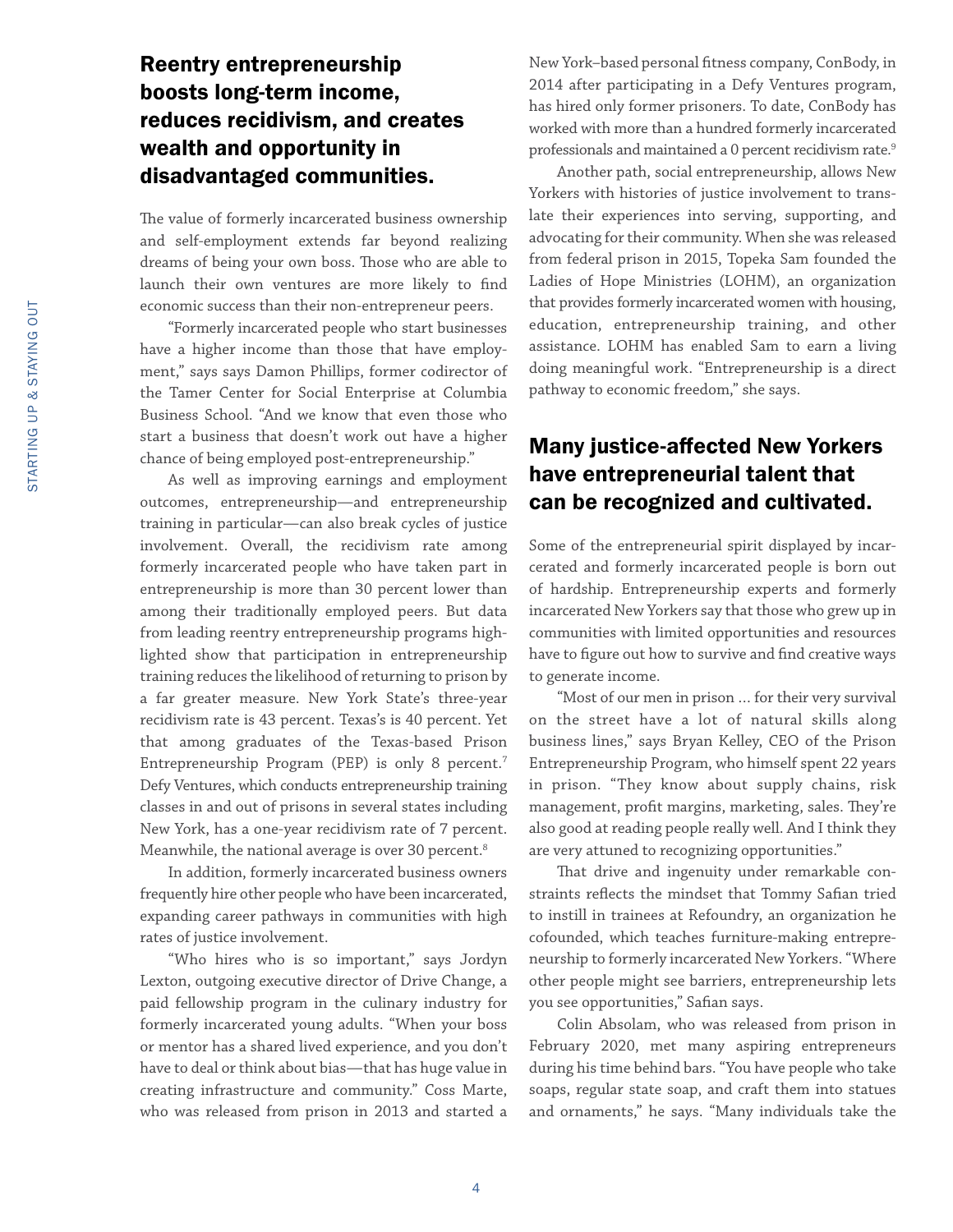## Reentry entrepreneurship boosts long-term income, reduces recidivism, and creates wealth and opportunity in disadvantaged communities.

The value of formerly incarcerated business ownership and self-employment extends far beyond realizing dreams of being your own boss. Those who are able to launch their own ventures are more likely to find economic success than their non-entrepreneur peers.

"Formerly incarcerated people who start businesses have a higher income than those that have employment," says says Damon Phillips, former codirector of the Tamer Center for Social Enterprise at Columbia Business School. "And we know that even those who start a business that doesn't work out have a higher chance of being employed post-entrepreneurship."

As well as improving earnings and employment outcomes, entrepreneurship—and entrepreneurship training in particular—can also break cycles of justice involvement. Overall, the recidivism rate among formerly incarcerated people who have taken part in entrepreneurship is more than 30 percent lower than among their traditionally employed peers. But data from leading reentry entrepreneurship programs highlighted show that participation in entrepreneurship training reduces the likelihood of returning to prison by a far greater measure. New York State's three-year recidivism rate is 43 percent. Texas's is 40 percent. Yet that among graduates of the Texas-based Prison Entrepreneurship Program (PEP) is only 8 percent.[7] Defy Ventures, which conducts entrepreneurship training classes in and out of prisons in several states including New York, has a one-year recidivism rate of 7 percent. Meanwhile, the national average is over 30 percent.[8]

In addition, formerly incarcerated business owners frequently hire other people who have been incarcerated, expanding career pathways in communities with high rates of justice involvement.

"Who hires who is so important," says Jordyn Lexton, outgoing executive director of Drive Change, a paid fellowship program in the culinary industry for formerly incarcerated young adults. "When your boss or mentor has a shared lived experience, and you don't have to deal or think about bias—that has huge value in creating infrastructure and community." Coss Marte, who was released from prison in 2013 and started a New York–based personal fitness company, ConBody, in 2014 after participating in a Defy Ventures program, has hired only former prisoners. To date, ConBody has worked with more than a hundred formerly incarcerated professionals and maintained a 0 percent recidivism rate.[9]

Another path, social entrepreneurship, allows New Yorkers with histories of justice involvement to translate their experiences into serving, supporting, and advocating for their community. When she was released from federal prison in 2015, Topeka Sam founded the Ladies of Hope Ministries (LOHM), an organization that provides formerly incarcerated women with housing, education, entrepreneurship training, and other assistance. LOHM has enabled Sam to earn a living doing meaningful work. "Entrepreneurship is a direct pathway to economic freedom," she says.

## Many justice-affected New Yorkers have entrepreneurial talent that can be recognized and cultivated.

Some of the entrepreneurial spirit displayed by incarcerated and formerly incarcerated people is born out of hardship. Entrepreneurship experts and formerly incarcerated New Yorkers say that those who grew up in communities with limited opportunities and resources have to figure out how to survive and find creative ways to generate income.

"Most of our men in prison … for their very survival on the street have a lot of natural skills along business lines," says Bryan Kelley, CEO of the Prison Entrepreneurship Program, who himself spent 22 years in prison. "They know about supply chains, risk management, profit margins, marketing, sales. They're also good at reading people really well. And I think they are very attuned to recognizing opportunities."

That drive and ingenuity under remarkable constraints reflects the mindset that Tommy Safian tried to instill in trainees at Refoundry, an organization he cofounded, which teaches furniture-making entrepreneurship to formerly incarcerated New Yorkers. "Where other people might see barriers, entrepreneurship lets you see opportunities," Safian says.

Colin Absolam, who was released from prison in February 2020, met many aspiring entrepreneurs during his time behind bars. "You have people who take soaps, regular state soap, and craft them into statues and ornaments," he says. "Many individuals take the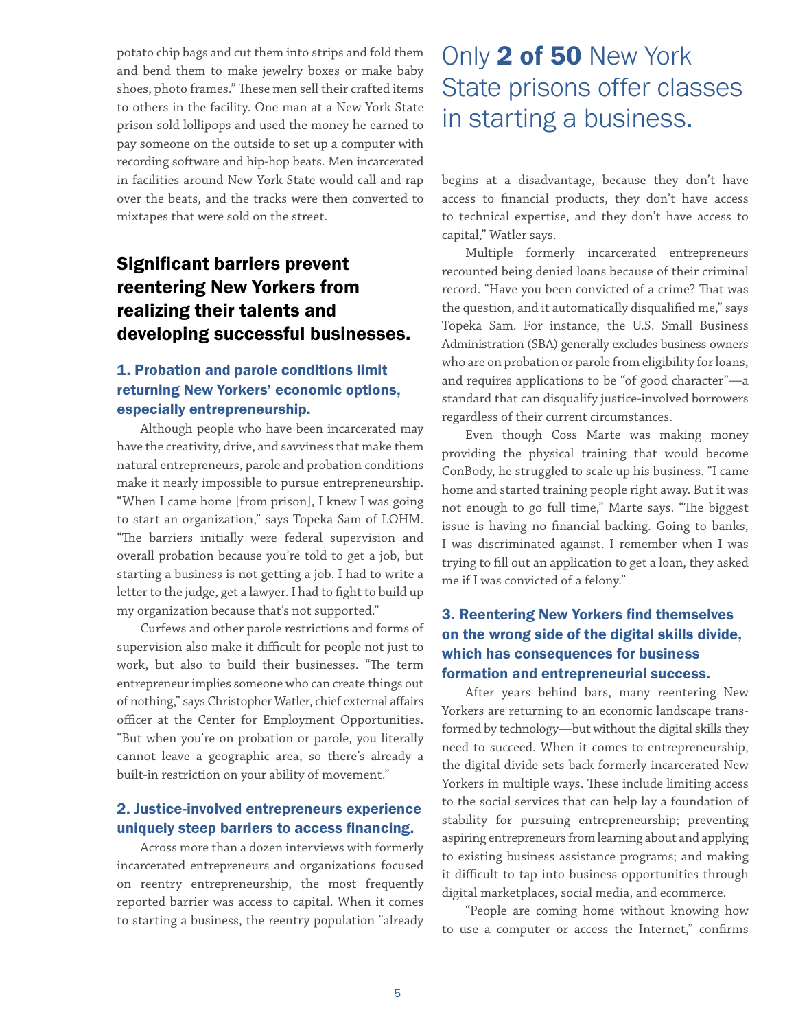potato chip bags and cut them into strips and fold them and bend them to make jewelry boxes or make baby shoes, photo frames." These men sell their crafted items to others in the facility. One man at a New York State prison sold lollipops and used the money he earned to pay someone on the outside to set up a computer with recording software and hip-hop beats. Men incarcerated in facilities around New York State would call and rap over the beats, and the tracks were then converted to mixtapes that were sold on the street.

## Significant barriers prevent reentering New Yorkers from realizing their talents and developing successful businesses.

### 1. Probation and parole conditions limit returning New Yorkers' economic options, especially entrepreneurship.

Although people who have been incarcerated may have the creativity, drive, and savviness that make them natural entrepreneurs, parole and probation conditions make it nearly impossible to pursue entrepreneurship. "When I came home [from prison], I knew I was going to start an organization," says Topeka Sam of LOHM. "The barriers initially were federal supervision and overall probation because you're told to get a job, but starting a business is not getting a job. I had to write a letter to the judge, get a lawyer. I had to fight to build up my organization because that's not supported."

Curfews and other parole restrictions and forms of supervision also make it difficult for people not just to work, but also to build their businesses. "The term entrepreneur implies someone who can create things out of nothing," says Christopher Watler, chief external affairs officer at the Center for Employment Opportunities. "But when you're on probation or parole, you literally cannot leave a geographic area, so there's already a built-in restriction on your ability of movement."

### 2. Justice-involved entrepreneurs experience uniquely steep barriers to access financing.

Across more than a dozen interviews with formerly incarcerated entrepreneurs and organizations focused on reentry entrepreneurship, the most frequently reported barrier was access to capital. When it comes to starting a business, the reentry population "already

> Only **2 of 50** New York State prisons offer classes in starting a business.

begins at a disadvantage, because they don't have access to financial products, they don't have access to technical expertise, and they don't have access to capital," Watler says.

Multiple formerly incarcerated entrepreneurs recounted being denied loans because of their criminal record. "Have you been convicted of a crime? That was the question, and it automatically disqualified me," says Topeka Sam. For instance, the U.S. Small Business Administration (SBA) generally excludes business owners who are on probation or parole from eligibility for loans, and requires applications to be "of good character"—a standard that can disqualify justice-involved borrowers regardless of their current circumstances.

Even though Coss Marte was making money providing the physical training that would become ConBody, he struggled to scale up his business. "I came home and started training people right away. But it was not enough to go full time," Marte says. "The biggest issue is having no financial backing. Going to banks, I was discriminated against. I remember when I was trying to fill out an application to get a loan, they asked me if I was convicted of a felony."

### 3. Reentering New Yorkers find themselves on the wrong side of the digital skills divide, which has consequences for business formation and entrepreneurial success.

After years behind bars, many reentering New Yorkers are returning to an economic landscape transformed by technology—but without the digital skills they need to succeed. When it comes to entrepreneurship, the digital divide sets back formerly incarcerated New Yorkers in multiple ways. These include limiting access to the social services that can help lay a foundation of stability for pursuing entrepreneurship; preventing aspiring entrepreneurs from learning about and applying to existing business assistance programs; and making it difficult to tap into business opportunities through digital marketplaces, social media, and ecommerce.

"People are coming home without knowing how to use a computer or access the Internet," confirms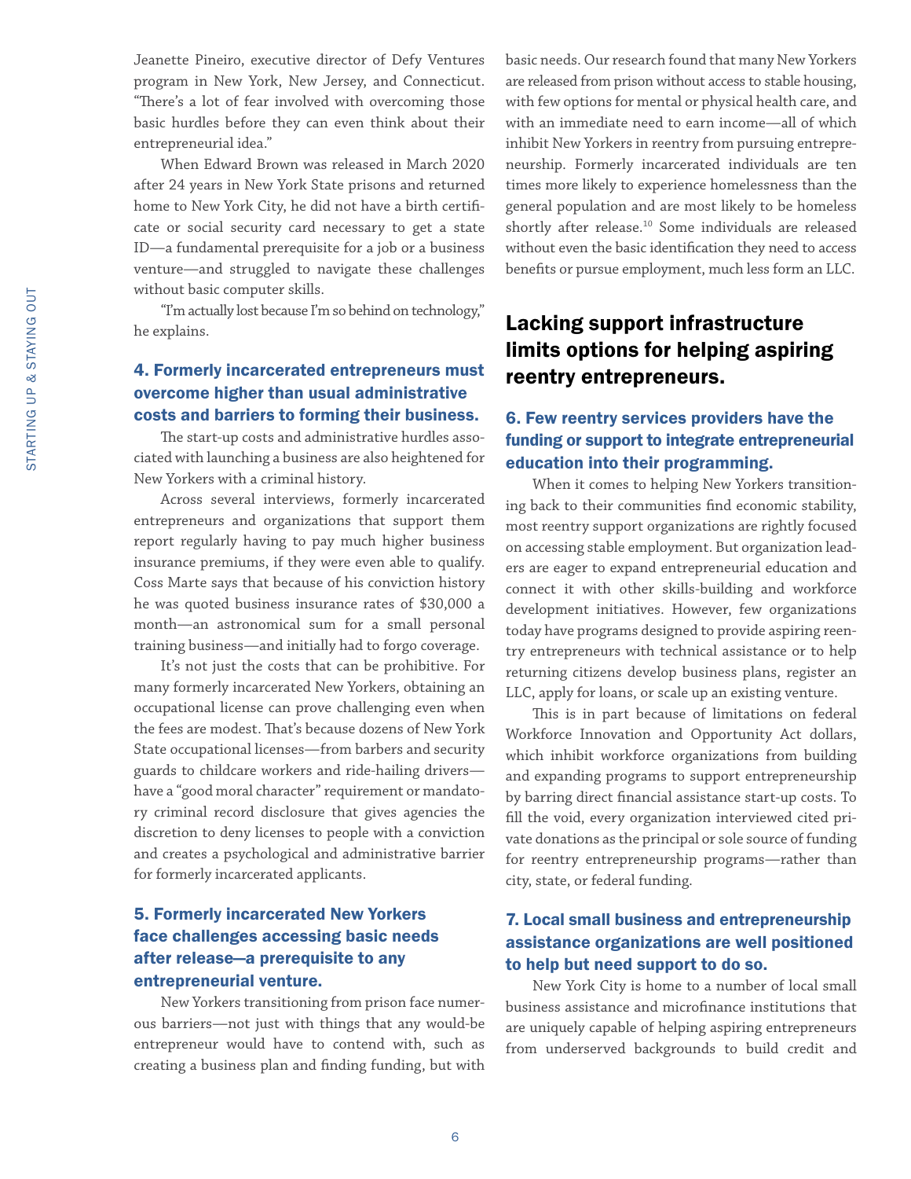Jeanette Pineiro, executive director of Defy Ventures program in New York, New Jersey, and Connecticut. "There's a lot of fear involved with overcoming those basic hurdles before they can even think about their entrepreneurial idea."

When Edward Brown was released in March 2020 after 24 years in New York State prisons and returned home to New York City, he did not have a birth certificate or social security card necessary to get a state ID—a fundamental prerequisite for a job or a business venture—and struggled to navigate these challenges without basic computer skills.

"I'm actually lost because I'm so behind on technology," he explains.

### 4. Formerly incarcerated entrepreneurs must overcome higher than usual administrative costs and barriers to forming their business.

The start-up costs and administrative hurdles associated with launching a business are also heightened for New Yorkers with a criminal history.

Across several interviews, formerly incarcerated entrepreneurs and organizations that support them report regularly having to pay much higher business insurance premiums, if they were even able to qualify. Coss Marte says that because of his conviction history he was quoted business insurance rates of $30,000 a month—an astronomical sum for a small personal training business—and initially had to forgo coverage.

It's not just the costs that can be prohibitive. For many formerly incarcerated New Yorkers, obtaining an occupational license can prove challenging even when the fees are modest. That's because dozens of New York State occupational licenses—from barbers and security guards to childcare workers and ride-hailing drivers—have a "good moral character" requirement or mandatory criminal record disclosure that gives agencies the discretion to deny licenses to people with a conviction and creates a psychological and administrative barrier for formerly incarcerated applicants.

### 5. Formerly incarcerated New Yorkers face challenges accessing basic needs after release—a prerequisite to any entrepreneurial venture.

New Yorkers transitioning from prison face numerous barriers—not just with things that any would-be entrepreneur would have to contend with, such as creating a business plan and finding funding, but with basic needs. Our research found that many New Yorkers are released from prison without access to stable housing, with few options for mental or physical health care, and with an immediate need to earn income—all of which inhibit New Yorkers in reentry from pursuing entrepreneurship. Formerly incarcerated individuals are ten times more likely to experience homelessness than the general population and are most likely to be homeless shortly after release.[10] Some individuals are released without even the basic identification they need to access benefits or pursue employment, much less form an LLC.

## Lacking support infrastructure limits options for helping aspiring reentry entrepreneurs.

### 6. Few reentry services providers have the funding or support to integrate entrepreneurial education into their programming.

When it comes to helping New Yorkers transitioning back to their communities find economic stability, most reentry support organizations are rightly focused on accessing stable employment. But organization leaders are eager to expand entrepreneurial education and connect it with other skills-building and workforce development initiatives. However, few organizations today have programs designed to provide aspiring reentry entrepreneurs with technical assistance or to help returning citizens develop business plans, register an LLC, apply for loans, or scale up an existing venture.

This is in part because of limitations on federal Workforce Innovation and Opportunity Act dollars, which inhibit workforce organizations from building and expanding programs to support entrepreneurship by barring direct financial assistance start-up costs. To fill the void, every organization interviewed cited private donations as the principal or sole source of funding for reentry entrepreneurship programs—rather than city, state, or federal funding.

### 7. Local small business and entrepreneurship assistance organizations are well positioned to help but need support to do so.

New York City is home to a number of local small business assistance and microfinance institutions that are uniquely capable of helping aspiring entrepreneurs from underserved backgrounds to build credit and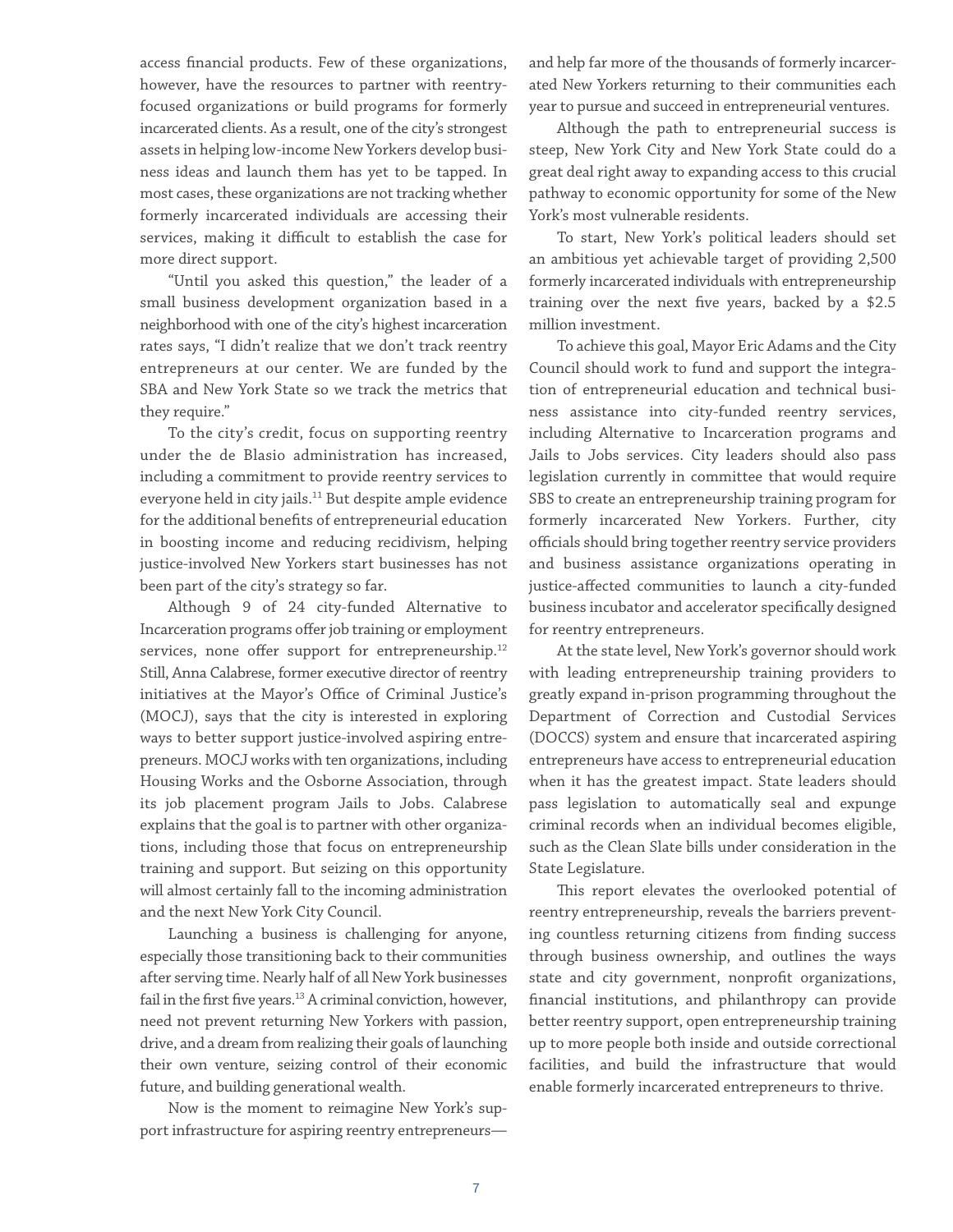access financial products. Few of these organizations, however, have the resources to partner with reentry-focused organizations or build programs for formerly incarcerated clients. As a result, one of the city's strongest assets in helping low-income New Yorkers develop business ideas and launch them has yet to be tapped. In most cases, these organizations are not tracking whether formerly incarcerated individuals are accessing their services, making it difficult to establish the case for more direct support.

"Until you asked this question," the leader of a small business development organization based in a neighborhood with one of the city's highest incarceration rates says, "I didn't realize that we don't track reentry entrepreneurs at our center. We are funded by the SBA and New York State so we track the metrics that they require."

To the city's credit, focus on supporting reentry under the de Blasio administration has increased, including a commitment to provide reentry services to everyone held in city jails.[11] But despite ample evidence for the additional benefits of entrepreneurial education in boosting income and reducing recidivism, helping justice-involved New Yorkers start businesses has not been part of the city's strategy so far.

Although 9 of 24 city-funded Alternative to Incarceration programs offer job training or employment services, none offer support for entrepreneurship.[12] Still, Anna Calabrese, former executive director of reentry initiatives at the Mayor's Office of Criminal Justice's (MOCJ), says that the city is interested in exploring ways to better support justice-involved aspiring entrepreneurs. MOCJ works with ten organizations, including Housing Works and the Osborne Association, through its job placement program Jails to Jobs. Calabrese explains that the goal is to partner with other organizations, including those that focus on entrepreneurship training and support. But seizing on this opportunity will almost certainly fall to the incoming administration and the next New York City Council.

Launching a business is challenging for anyone, especially those transitioning back to their communities after serving time. Nearly half of all New York businesses fail in the first five years.[13] A criminal conviction, however, need not prevent returning New Yorkers with passion, drive, and a dream from realizing their goals of launching their own venture, seizing control of their economic future, and building generational wealth.

Now is the moment to reimagine New York's support infrastructure for aspiring reentry entrepreneurs—and help far more of the thousands of formerly incarcerated New Yorkers returning to their communities each year to pursue and succeed in entrepreneurial ventures.

Although the path to entrepreneurial success is steep, New York City and New York State could do a great deal right away to expanding access to this crucial pathway to economic opportunity for some of the New York's most vulnerable residents.

To start, New York's political leaders should set an ambitious yet achievable target of providing 2,500 formerly incarcerated individuals with entrepreneurship training over the next five years, backed by a $2.5 million investment.

To achieve this goal, Mayor Eric Adams and the City Council should work to fund and support the integration of entrepreneurial education and technical business assistance into city-funded reentry services, including Alternative to Incarceration programs and Jails to Jobs services. City leaders should also pass legislation currently in committee that would require SBS to create an entrepreneurship training program for formerly incarcerated New Yorkers. Further, city officials should bring together reentry service providers and business assistance organizations operating in justice-affected communities to launch a city-funded business incubator and accelerator specifically designed for reentry entrepreneurs.

At the state level, New York's governor should work with leading entrepreneurship training providers to greatly expand in-prison programming throughout the Department of Correction and Custodial Services (DOCCS) system and ensure that incarcerated aspiring entrepreneurs have access to entrepreneurial education when it has the greatest impact. State leaders should pass legislation to automatically seal and expunge criminal records when an individual becomes eligible, such as the Clean Slate bills under consideration in the State Legislature.

This report elevates the overlooked potential of reentry entrepreneurship, reveals the barriers preventing countless returning citizens from finding success through business ownership, and outlines the ways state and city government, nonprofit organizations, financial institutions, and philanthropy can provide better reentry support, open entrepreneurship training up to more people both inside and outside correctional facilities, and build the infrastructure that would enable formerly incarcerated entrepreneurs to thrive.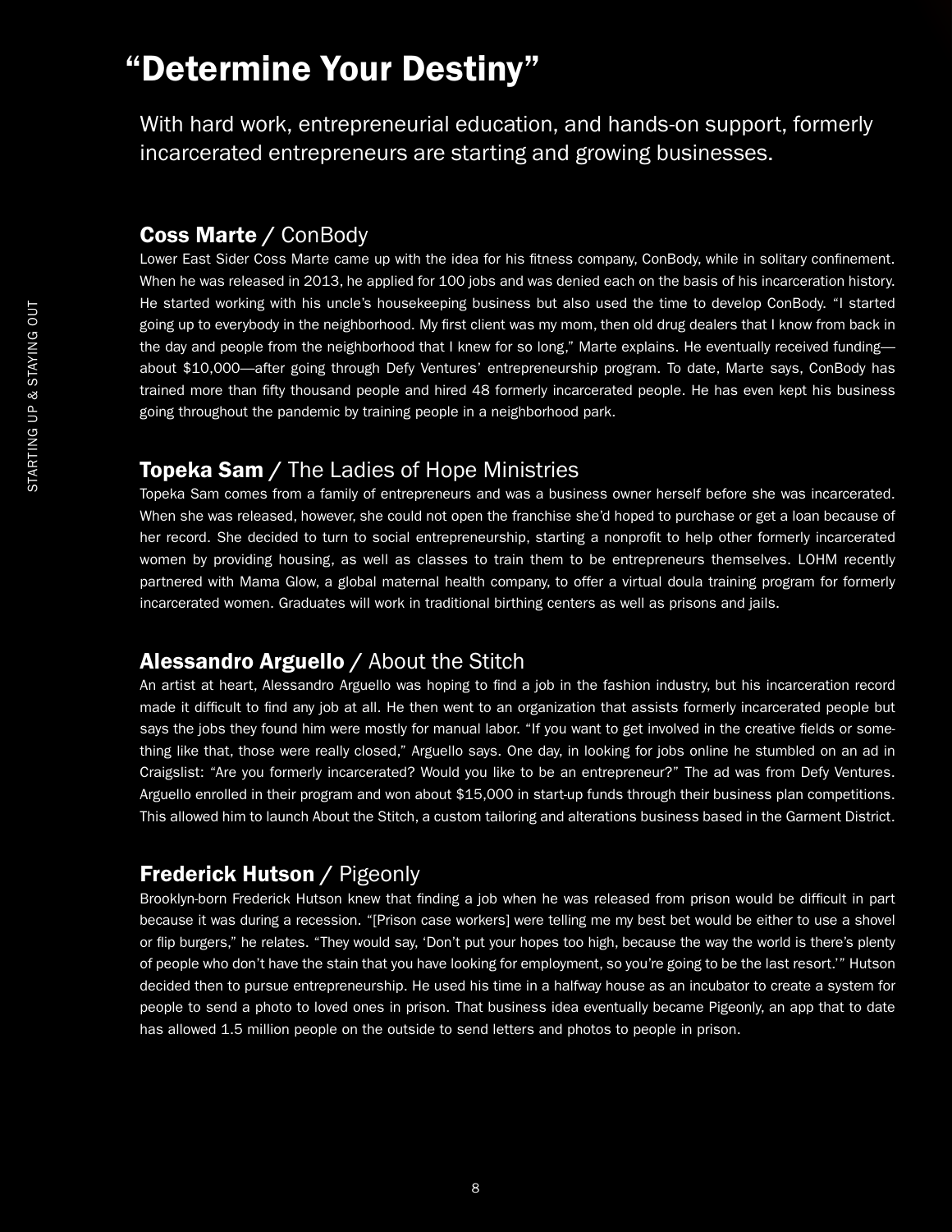# "Determine Your Destiny"

With hard work, entrepreneurial education, and hands-on support, formerly incarcerated entrepreneurs are starting and growing businesses.

## **Coss Marte** / ConBody

Lower East Sider Coss Marte came up with the idea for his fitness company, ConBody, while in solitary confinement. When he was released in 2013, he applied for 100 jobs and was denied each on the basis of his incarceration history. He started working with his uncle's housekeeping business but also used the time to develop ConBody. "I started going up to everybody in the neighborhood. My first client was my mom, then old drug dealers that I know from back in the day and people from the neighborhood that I knew for so long," Marte explains. He eventually received funding—about $10,000—after going through Defy Ventures' entrepreneurship program. To date, Marte says, ConBody has trained more than fifty thousand people and hired 48 formerly incarcerated people. He has even kept his business going throughout the pandemic by training people in a neighborhood park.

## **Topeka Sam** / The Ladies of Hope Ministries

Topeka Sam comes from a family of entrepreneurs and was a business owner herself before she was incarcerated. When she was released, however, she could not open the franchise she'd hoped to purchase or get a loan because of her record. She decided to turn to social entrepreneurship, starting a nonprofit to help other formerly incarcerated women by providing housing, as well as classes to train them to be entrepreneurs themselves. LOHM recently partnered with Mama Glow, a global maternal health company, to offer a virtual doula training program for formerly incarcerated women. Graduates will work in traditional birthing centers as well as prisons and jails.

## **Alessandro Arguello** / About the Stitch

An artist at heart, Alessandro Arguello was hoping to find a job in the fashion industry, but his incarceration record made it difficult to find any job at all. He then went to an organization that assists formerly incarcerated people but says the jobs they found him were mostly for manual labor. "If you want to get involved in the creative fields or something like that, those were really closed," Arguello says. One day, in looking for jobs online he stumbled on an ad in Craigslist: "Are you formerly incarcerated? Would you like to be an entrepreneur?" The ad was from Defy Ventures. Arguello enrolled in their program and won about $15,000 in start-up funds through their business plan competitions. This allowed him to launch About the Stitch, a custom tailoring and alterations business based in the Garment District.

## **Frederick Hutson** / Pigeonly

Brooklyn-born Frederick Hutson knew that finding a job when he was released from prison would be difficult in part because it was during a recession. "[Prison case workers] were telling me my best bet would be either to use a shovel or flip burgers," he relates. "They would say, 'Don't put your hopes too high, because the way the world is there's plenty of people who don't have the stain that you have looking for employment, so you're going to be the last resort.'" Hutson decided then to pursue entrepreneurship. He used his time in a halfway house as an incubator to create a system for people to send a photo to loved ones in prison. That business idea eventually became Pigeonly, an app that to date has allowed 1.5 million people on the outside to send letters and photos to people in prison.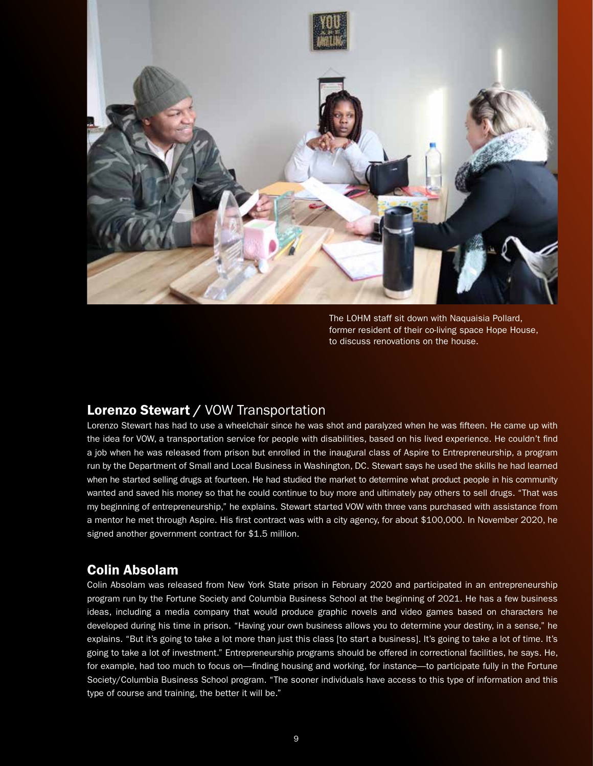The LOHM staff sit down with Naquaisia Pollard, former resident of their co-living space Hope House, to discuss renovations on the house.

## **Lorenzo Stewart** / VOW Transportation

Lorenzo Stewart has had to use a wheelchair since he was shot and paralyzed when he was fifteen. He came up with the idea for VOW, a transportation service for people with disabilities, based on his lived experience. He couldn't find a job when he was released from prison but enrolled in the inaugural class of Aspire to Entrepreneurship, a program run by the Department of Small and Local Business in Washington, DC. Stewart says he used the skills he had learned when he started selling drugs at fourteen. He had studied the market to determine what product people in his community wanted and saved his money so that he could continue to buy more and ultimately pay others to sell drugs. "That was my beginning of entrepreneurship," he explains. Stewart started VOW with three vans purchased with assistance from a mentor he met through Aspire. His first contract was with a city agency, for about $100,000. In November 2020, he signed another government contract for $1.5 million.

## Colin Absolam

Colin Absolam was released from New York State prison in February 2020 and participated in an entrepreneurship program run by the Fortune Society and Columbia Business School at the beginning of 2021. He has a few business ideas, including a media company that would produce graphic novels and video games based on characters he developed during his time in prison. "Having your own business allows you to determine your destiny, in a sense," he explains. "But it's going to take a lot more than just this class [to start a business]. It's going to take a lot of time. It's going to take a lot of investment." Entrepreneurship programs should be offered in correctional facilities, he says. He, for example, had too much to focus on—finding housing and working, for instance—to participate fully in the Fortune Society/Columbia Business School program. "The sooner individuals have access to this type of information and this type of course and training, the better it will be."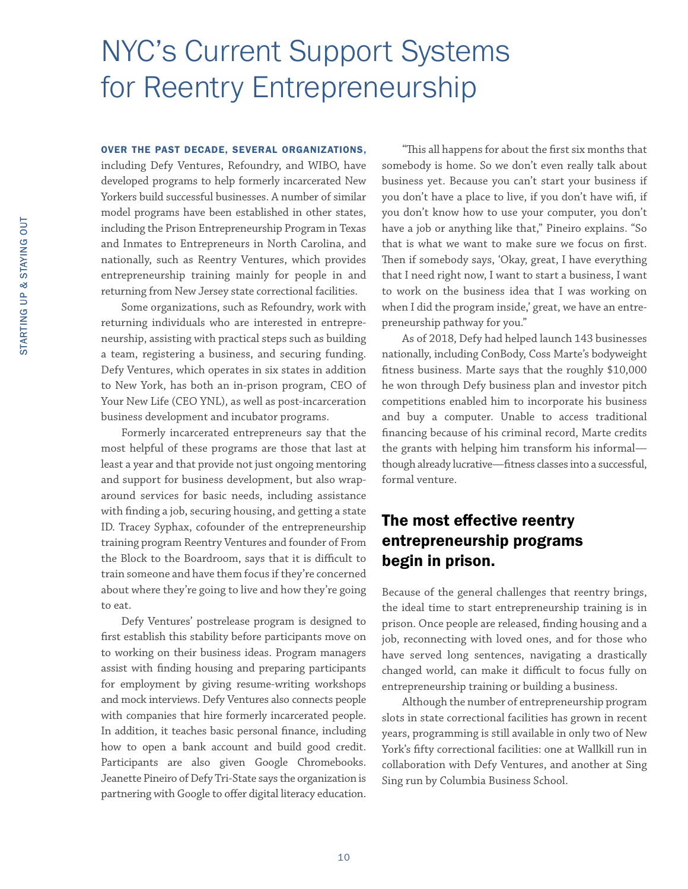# NYC's Current Support Systems for Reentry Entrepreneurship

**OVER THE PAST DECADE, SEVERAL ORGANIZATIONS,** including Defy Ventures, Refoundry, and WIBO, have developed programs to help formerly incarcerated New Yorkers build successful businesses. A number of similar model programs have been established in other states, including the Prison Entrepreneurship Program in Texas and Inmates to Entrepreneurs in North Carolina, and nationally, such as Reentry Ventures, which provides entrepreneurship training mainly for people in and returning from New Jersey state correctional facilities.

Some organizations, such as Refoundry, work with returning individuals who are interested in entrepreneurship, assisting with practical steps such as building a team, registering a business, and securing funding. Defy Ventures, which operates in six states in addition to New York, has both an in-prison program, CEO of Your New Life (CEO YNL), as well as post-incarceration business development and incubator programs.

Formerly incarcerated entrepreneurs say that the most helpful of these programs are those that last at least a year and that provide not just ongoing mentoring and support for business development, but also wraparound services for basic needs, including assistance with finding a job, securing housing, and getting a state ID. Tracey Syphax, cofounder of the entrepreneurship training program Reentry Ventures and founder of From the Block to the Boardroom, says that it is difficult to train someone and have them focus if they're concerned about where they're going to live and how they're going to eat.

Defy Ventures' postrelease program is designed to first establish this stability before participants move on to working on their business ideas. Program managers assist with finding housing and preparing participants for employment by giving resume-writing workshops and mock interviews. Defy Ventures also connects people with companies that hire formerly incarcerated people. In addition, it teaches basic personal finance, including how to open a bank account and build good credit. Participants are also given Google Chromebooks. Jeanette Pineiro of Defy Tri-State says the organization is partnering with Google to offer digital literacy education.

"This all happens for about the first six months that somebody is home. So we don't even really talk about business yet. Because you can't start your business if you don't have a place to live, if you don't have wifi, if you don't know how to use your computer, you don't have a job or anything like that," Pineiro explains. "So that is what we want to make sure we focus on first. Then if somebody says, 'Okay, great, I have everything that I need right now, I want to start a business, I want to work on the business idea that I was working on when I did the program inside,' great, we have an entrepreneurship pathway for you."

As of 2018, Defy had helped launch 143 businesses nationally, including ConBody, Coss Marte's bodyweight fitness business. Marte says that the roughly $10,000 he won through Defy business plan and investor pitch competitions enabled him to incorporate his business and buy a computer. Unable to access traditional financing because of his criminal record, Marte credits the grants with helping him transform his informal—though already lucrative—fitness classes into a successful, formal venture.

## The most effective reentry entrepreneurship programs begin in prison.

Because of the general challenges that reentry brings, the ideal time to start entrepreneurship training is in prison. Once people are released, finding housing and a job, reconnecting with loved ones, and for those who have served long sentences, navigating a drastically changed world, can make it difficult to focus fully on entrepreneurship training or building a business.

Although the number of entrepreneurship program slots in state correctional facilities has grown in recent years, programming is still available in only two of New York's fifty correctional facilities: one at Wallkill run in collaboration with Defy Ventures, and another at Sing Sing run by Columbia Business School.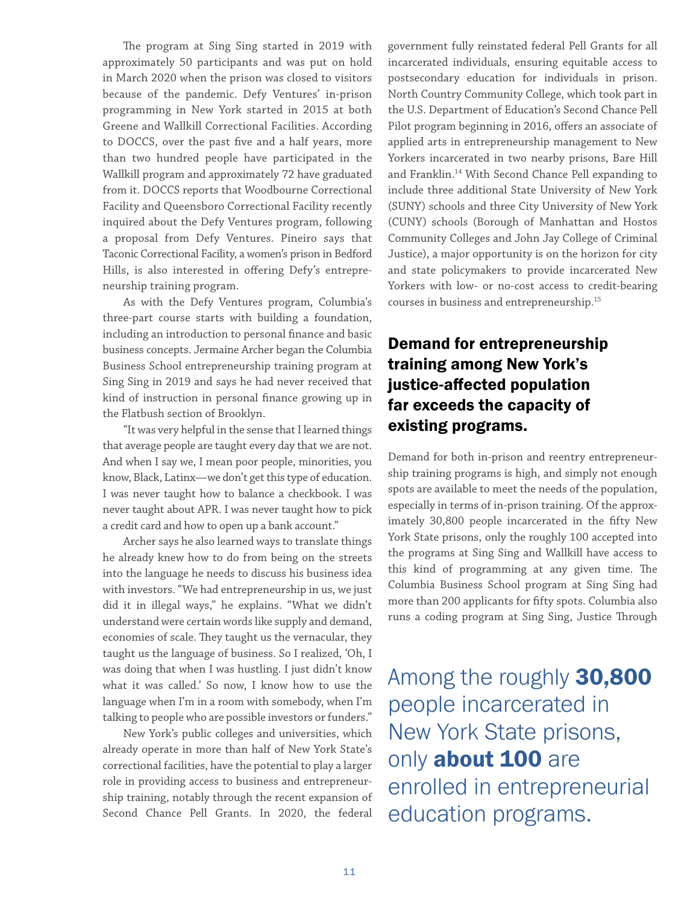The program at Sing Sing started in 2019 with approximately 50 participants and was put on hold in March 2020 when the prison was closed to visitors because of the pandemic. Defy Ventures' in-prison programming in New York started in 2015 at both Greene and Wallkill Correctional Facilities. According to DOCCS, over the past five and a half years, more than two hundred people have participated in the Wallkill program and approximately 72 have graduated from it. DOCCS reports that Woodbourne Correctional Facility and Queensboro Correctional Facility recently inquired about the Defy Ventures program, following a proposal from Defy Ventures. Pineiro says that Taconic Correctional Facility, a women's prison in Bedford Hills, is also interested in offering Defy's entrepreneurship training program.

As with the Defy Ventures program, Columbia's three-part course starts with building a foundation, including an introduction to personal finance and basic business concepts. Jermaine Archer began the Columbia Business School entrepreneurship training program at Sing Sing in 2019 and says he had never received that kind of instruction in personal finance growing up in the Flatbush section of Brooklyn.

"It was very helpful in the sense that I learned things that average people are taught every day that we are not. And when I say we, I mean poor people, minorities, you know, Black, Latinx—we don't get this type of education. I was never taught how to balance a checkbook. I was never taught about APR. I was never taught how to pick a credit card and how to open up a bank account."

Archer says he also learned ways to translate things he already knew how to do from being on the streets into the language he needs to discuss his business idea with investors. "We had entrepreneurship in us, we just did it in illegal ways," he explains. "What we didn't understand were certain words like supply and demand, economies of scale. They taught us the vernacular, they taught us the language of business. So I realized, 'Oh, I was doing that when I was hustling. I just didn't know what it was called.' So now, I know how to use the language when I'm in a room with somebody, when I'm talking to people who are possible investors or funders."

New York's public colleges and universities, which already operate in more than half of New York State's correctional facilities, have the potential to play a larger role in providing access to business and entrepreneurship training, notably through the recent expansion of Second Chance Pell Grants. In 2020, the federal government fully reinstated federal Pell Grants for all incarcerated individuals, ensuring equitable access to postsecondary education for individuals in prison. North Country Community College, which took part in the U.S. Department of Education's Second Chance Pell Pilot program beginning in 2016, offers an associate of applied arts in entrepreneurship management to New Yorkers incarcerated in two nearby prisons, Bare Hill and Franklin.[14] With Second Chance Pell expanding to include three additional State University of New York (SUNY) schools and three City University of New York (CUNY) schools (Borough of Manhattan and Hostos Community Colleges and John Jay College of Criminal Justice), a major opportunity is on the horizon for city and state policymakers to provide incarcerated New Yorkers with low- or no-cost access to credit-bearing courses in business and entrepreneurship.[15]

## Demand for entrepreneurship training among New York's justice-affected population far exceeds the capacity of existing programs.

Demand for both in-prison and reentry entrepreneurship training programs is high, and simply not enough spots are available to meet the needs of the population, especially in terms of in-prison training. Of the approximately 30,800 people incarcerated in the fifty New York State prisons, only the roughly 100 accepted into the programs at Sing Sing and Wallkill have access to this kind of programming at any given time. The Columbia Business School program at Sing Sing had more than 200 applicants for fifty spots. Columbia also runs a coding program at Sing Sing, Justice Through

Among the roughly **30,800** people incarcerated in New York State prisons, only **about 100** are enrolled in entrepreneurial education programs.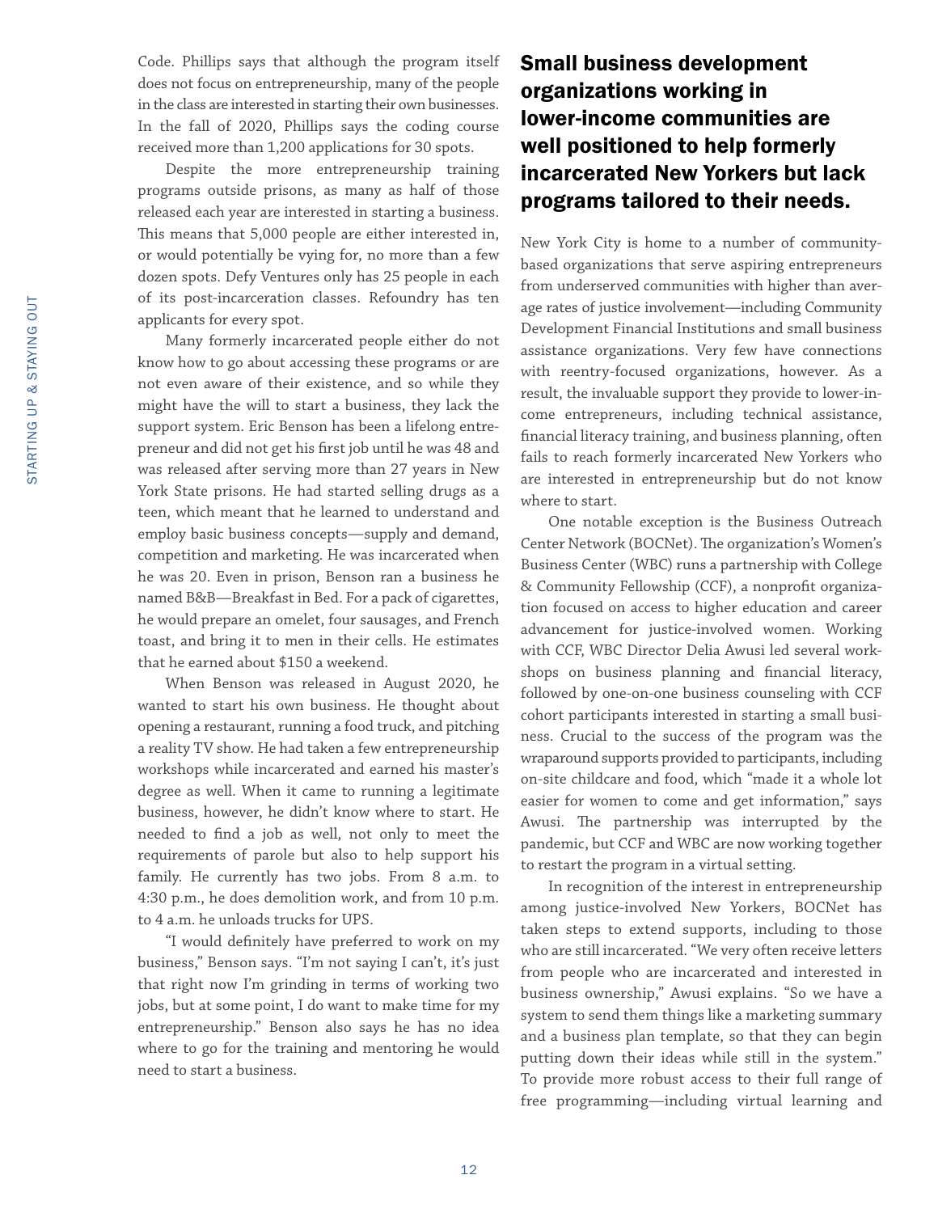Code. Phillips says that although the program itself does not focus on entrepreneurship, many of the people in the class are interested in starting their own businesses. In the fall of 2020, Phillips says the coding course received more than 1,200 applications for 30 spots.

Despite the more entrepreneurship training programs outside prisons, as many as half of those released each year are interested in starting a business. This means that 5,000 people are either interested in, or would potentially be vying for, no more than a few dozen spots. Defy Ventures only has 25 people in each of its post-incarceration classes. Refoundry has ten applicants for every spot.

Many formerly incarcerated people either do not know how to go about accessing these programs or are not even aware of their existence, and so while they might have the will to start a business, they lack the support system. Eric Benson has been a lifelong entrepreneur and did not get his first job until he was 48 and was released after serving more than 27 years in New York State prisons. He had started selling drugs as a teen, which meant that he learned to understand and employ basic business concepts—supply and demand, competition and marketing. He was incarcerated when he was 20. Even in prison, Benson ran a business he named B&B—Breakfast in Bed. For a pack of cigarettes, he would prepare an omelet, four sausages, and French toast, and bring it to men in their cells. He estimates that he earned about $150 a weekend.

When Benson was released in August 2020, he wanted to start his own business. He thought about opening a restaurant, running a food truck, and pitching a reality TV show. He had taken a few entrepreneurship workshops while incarcerated and earned his master's degree as well. When it came to running a legitimate business, however, he didn't know where to start. He needed to find a job as well, not only to meet the requirements of parole but also to help support his family. He currently has two jobs. From 8 a.m. to 4:30 p.m., he does demolition work, and from 10 p.m. to 4 a.m. he unloads trucks for UPS.

"I would definitely have preferred to work on my business," Benson says. "I'm not saying I can't, it's just that right now I'm grinding in terms of working two jobs, but at some point, I do want to make time for my entrepreneurship." Benson also says he has no idea where to go for the training and mentoring he would need to start a business.

## Small business development organizations working in lower-income communities are well positioned to help formerly incarcerated New Yorkers but lack programs tailored to their needs.

New York City is home to a number of community-based organizations that serve aspiring entrepreneurs from underserved communities with higher than average rates of justice involvement—including Community Development Financial Institutions and small business assistance organizations. Very few have connections with reentry-focused organizations, however. As a result, the invaluable support they provide to lower-income entrepreneurs, including technical assistance, financial literacy training, and business planning, often fails to reach formerly incarcerated New Yorkers who are interested in entrepreneurship but do not know where to start.

One notable exception is the Business Outreach Center Network (BOCNet). The organization's Women's Business Center (WBC) runs a partnership with College & Community Fellowship (CCF), a nonprofit organization focused on access to higher education and career advancement for justice-involved women. Working with CCF, WBC Director Delia Awusi led several workshops on business planning and financial literacy, followed by one-on-one business counseling with CCF cohort participants interested in starting a small business. Crucial to the success of the program was the wraparound supports provided to participants, including on-site childcare and food, which "made it a whole lot easier for women to come and get information," says Awusi. The partnership was interrupted by the pandemic, but CCF and WBC are now working together to restart the program in a virtual setting.

In recognition of the interest in entrepreneurship among justice-involved New Yorkers, BOCNet has taken steps to extend supports, including to those who are still incarcerated. "We very often receive letters from people who are incarcerated and interested in business ownership," Awusi explains. "So we have a system to send them things like a marketing summary and a business plan template, so that they can begin putting down their ideas while still in the system." To provide more robust access to their full range of free programming—including virtual learning and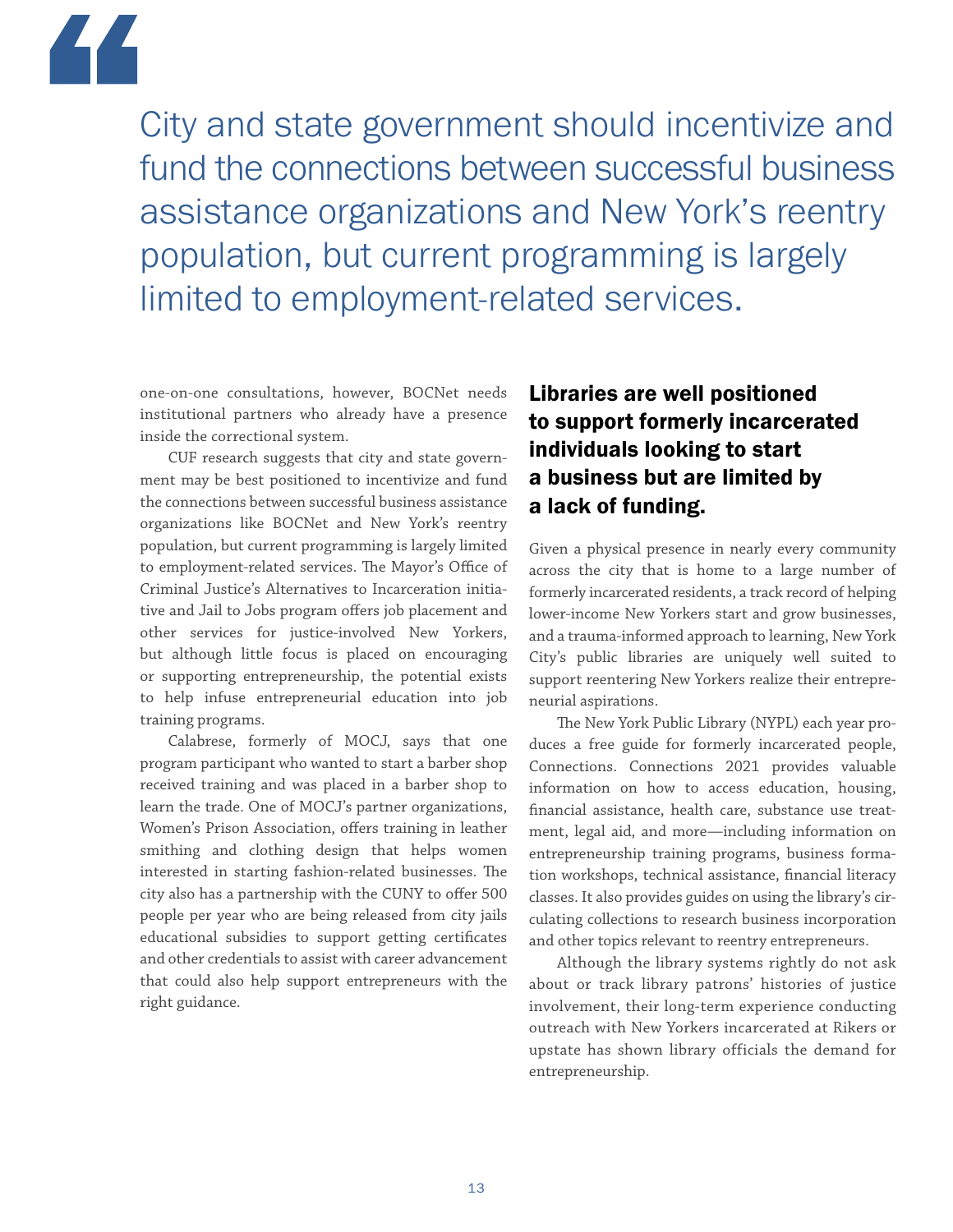> City and state government should incentivize and fund the connections between successful business assistance organizations and New York's reentry population, but current programming is largely limited to employment-related services.

one-on-one consultations, however, BOCNet needs institutional partners who already have a presence inside the correctional system.

CUF research suggests that city and state government may be best positioned to incentivize and fund the connections between successful business assistance organizations like BOCNet and New York's reentry population, but current programming is largely limited to employment-related services. The Mayor's Office of Criminal Justice's Alternatives to Incarceration initiative and Jail to Jobs program offers job placement and other services for justice-involved New Yorkers, but although little focus is placed on encouraging or supporting entrepreneurship, the potential exists to help infuse entrepreneurial education into job training programs.

Calabrese, formerly of MOCJ, says that one program participant who wanted to start a barber shop received training and was placed in a barber shop to learn the trade. One of MOCJ's partner organizations, Women's Prison Association, offers training in leather smithing and clothing design that helps women interested in starting fashion-related businesses. The city also has a partnership with the CUNY to offer 500 people per year who are being released from city jails educational subsidies to support getting certificates and other credentials to assist with career advancement that could also help support entrepreneurs with the right guidance.

## Libraries are well positioned to support formerly incarcerated individuals looking to start a business but are limited by a lack of funding.

Given a physical presence in nearly every community across the city that is home to a large number of formerly incarcerated residents, a track record of helping lower-income New Yorkers start and grow businesses, and a trauma-informed approach to learning, New York City's public libraries are uniquely well suited to support reentering New Yorkers realize their entrepreneurial aspirations.

The New York Public Library (NYPL) each year produces a free guide for formerly incarcerated people, Connections. Connections 2021 provides valuable information on how to access education, housing, financial assistance, health care, substance use treatment, legal aid, and more—including information on entrepreneurship training programs, business formation workshops, technical assistance, financial literacy classes. It also provides guides on using the library's circulating collections to research business incorporation and other topics relevant to reentry entrepreneurs.

Although the library systems rightly do not ask about or track library patrons' histories of justice involvement, their long-term experience conducting outreach with New Yorkers incarcerated at Rikers or upstate has shown library officials the demand for entrepreneurship.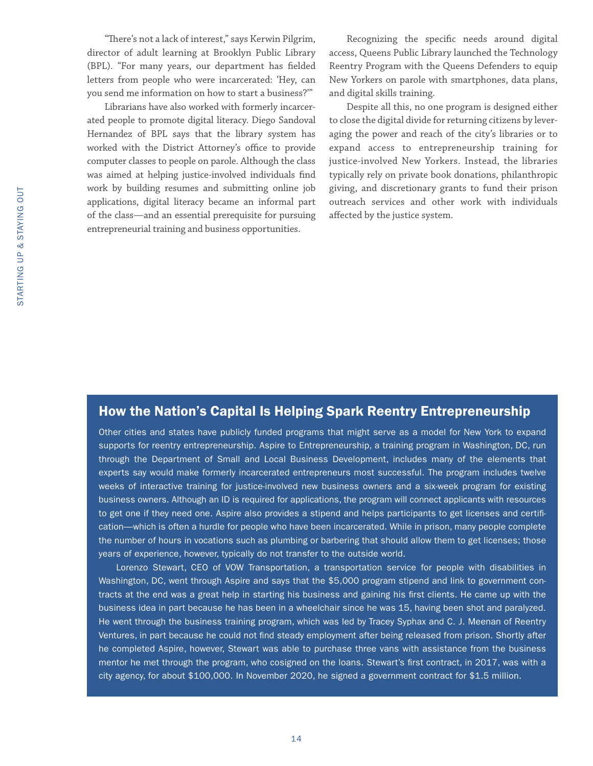"There's not a lack of interest," says Kerwin Pilgrim, director of adult learning at Brooklyn Public Library (BPL). "For many years, our department has fielded letters from people who were incarcerated: 'Hey, can you send me information on how to start a business?'"

Librarians have also worked with formerly incarcerated people to promote digital literacy. Diego Sandoval Hernandez of BPL says that the library system has worked with the District Attorney's office to provide computer classes to people on parole. Although the class was aimed at helping justice-involved individuals find work by building resumes and submitting online job applications, digital literacy became an informal part of the class—and an essential prerequisite for pursuing entrepreneurial training and business opportunities.

Recognizing the specific needs around digital access, Queens Public Library launched the Technology Reentry Program with the Queens Defenders to equip New Yorkers on parole with smartphones, data plans, and digital skills training.

Despite all this, no one program is designed either to close the digital divide for returning citizens by leveraging the power and reach of the city's libraries or to expand access to entrepreneurship training for justice-involved New Yorkers. Instead, the libraries typically rely on private book donations, philanthropic giving, and discretionary grants to fund their prison outreach services and other work with individuals affected by the justice system.

## How the Nation's Capital Is Helping Spark Reentry Entrepreneurship

Other cities and states have publicly funded programs that might serve as a model for New York to expand supports for reentry entrepreneurship. Aspire to Entrepreneurship, a training program in Washington, DC, run through the Department of Small and Local Business Development, includes many of the elements that experts say would make formerly incarcerated entrepreneurs most successful. The program includes twelve weeks of interactive training for justice-involved new business owners and a six-week program for existing business owners. Although an ID is required for applications, the program will connect applicants with resources to get one if they need one. Aspire also provides a stipend and helps participants to get licenses and certification—which is often a hurdle for people who have been incarcerated. While in prison, many people complete the number of hours in vocations such as plumbing or barbering that should allow them to get licenses; those years of experience, however, typically do not transfer to the outside world.

Lorenzo Stewart, CEO of VOW Transportation, a transportation service for people with disabilities in Washington, DC, went through Aspire and says that the $5,000 program stipend and link to government contracts at the end was a great help in starting his business and gaining his first clients. He came up with the business idea in part because he has been in a wheelchair since he was 15, having been shot and paralyzed. He went through the business training program, which was led by Tracey Syphax and C. J. Meenan of Reentry Ventures, in part because he could not find steady employment after being released from prison. Shortly after he completed Aspire, however, Stewart was able to purchase three vans with assistance from the business mentor he met through the program, who cosigned on the loans. Stewart's first contract, in 2017, was with a city agency, for about $100,000. In November 2020, he signed a government contract for $1.5 million.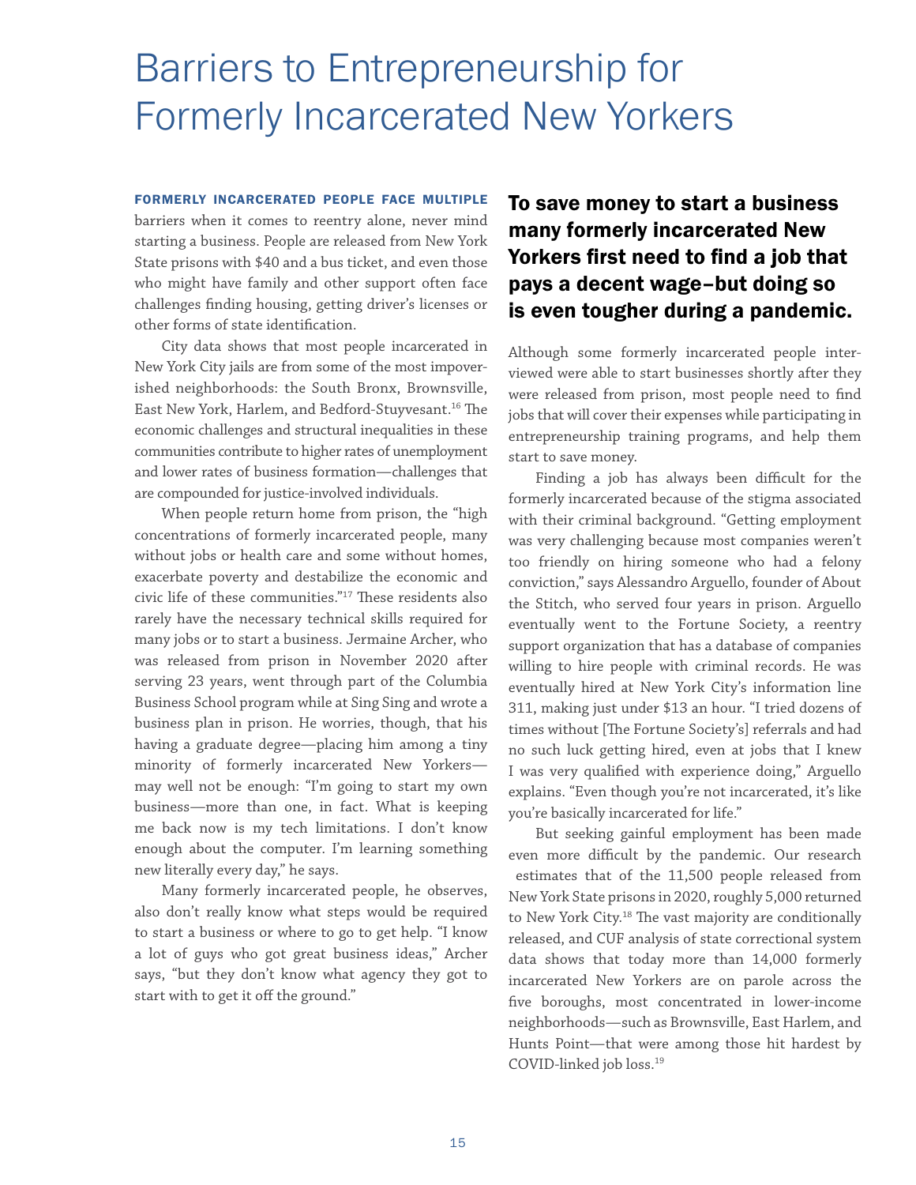# Barriers to Entrepreneurship for Formerly Incarcerated New Yorkers

**FORMERLY INCARCERATED PEOPLE FACE MULTIPLE** barriers when it comes to reentry alone, never mind starting a business. People are released from New York State prisons with $40 and a bus ticket, and even those who might have family and other support often face challenges finding housing, getting driver's licenses or other forms of state identification.

City data shows that most people incarcerated in New York City jails are from some of the most impoverished neighborhoods: the South Bronx, Brownsville, East New York, Harlem, and Bedford-Stuyvesant.[16] The economic challenges and structural inequalities in these communities contribute to higher rates of unemployment and lower rates of business formation—challenges that are compounded for justice-involved individuals.

When people return home from prison, the "high concentrations of formerly incarcerated people, many without jobs or health care and some without homes, exacerbate poverty and destabilize the economic and civic life of these communities."[17] These residents also rarely have the necessary technical skills required for many jobs or to start a business. Jermaine Archer, who was released from prison in November 2020 after serving 23 years, went through part of the Columbia Business School program while at Sing Sing and wrote a business plan in prison. He worries, though, that his having a graduate degree—placing him among a tiny minority of formerly incarcerated New Yorkers—may well not be enough: "I'm going to start my own business—more than one, in fact. What is keeping me back now is my tech limitations. I don't know enough about the computer. I'm learning something new literally every day," he says.

Many formerly incarcerated people, he observes, also don't really know what steps would be required to start a business or where to go to get help. "I know a lot of guys who got great business ideas," Archer says, "but they don't know what agency they got to start with to get it off the ground."

**To save money to start a business many formerly incarcerated New Yorkers first need to find a job that pays a decent wage–but doing so is even tougher during a pandemic.**

Although some formerly incarcerated people interviewed were able to start businesses shortly after they were released from prison, most people need to find jobs that will cover their expenses while participating in entrepreneurship training programs, and help them start to save money.

Finding a job has always been difficult for the formerly incarcerated because of the stigma associated with their criminal background. "Getting employment was very challenging because most companies weren't too friendly on hiring someone who had a felony conviction," says Alessandro Arguello, founder of About the Stitch, who served four years in prison. Arguello eventually went to the Fortune Society, a reentry support organization that has a database of companies willing to hire people with criminal records. He was eventually hired at New York City's information line 311, making just under $13 an hour. "I tried dozens of times without [The Fortune Society's] referrals and had no such luck getting hired, even at jobs that I knew I was very qualified with experience doing," Arguello explains. "Even though you're not incarcerated, it's like you're basically incarcerated for life."

But seeking gainful employment has been made even more difficult by the pandemic. Our research estimates that of the 11,500 people released from New York State prisons in 2020, roughly 5,000 returned to New York City.[18] The vast majority are conditionally released, and CUF analysis of state correctional system data shows that today more than 14,000 formerly incarcerated New Yorkers are on parole across the five boroughs, most concentrated in lower-income neighborhoods—such as Brownsville, East Harlem, and Hunts Point—that were among those hit hardest by COVID-linked job loss.[19]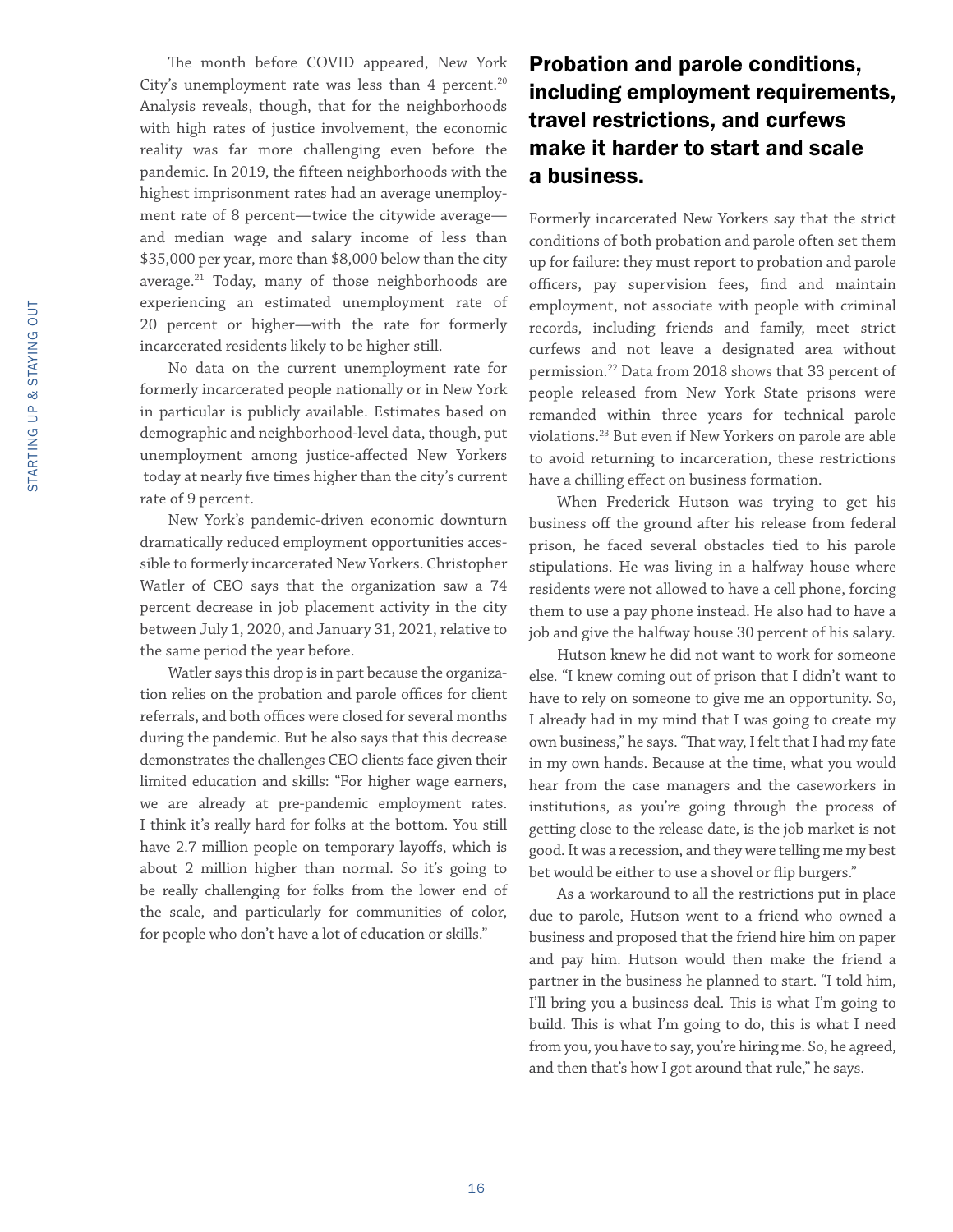The month before COVID appeared, New York City's unemployment rate was less than 4 percent.[20] Analysis reveals, though, that for the neighborhoods with high rates of justice involvement, the economic reality was far more challenging even before the pandemic. In 2019, the fifteen neighborhoods with the highest imprisonment rates had an average unemployment rate of 8 percent—twice the citywide average—and median wage and salary income of less than $35,000 per year, more than $8,000 below than the city average.[21] Today, many of those neighborhoods are experiencing an estimated unemployment rate of 20 percent or higher—with the rate for formerly incarcerated residents likely to be higher still.

No data on the current unemployment rate for formerly incarcerated people nationally or in New York in particular is publicly available. Estimates based on demographic and neighborhood-level data, though, put unemployment among justice-affected New Yorkers today at nearly five times higher than the city's current rate of 9 percent.

New York's pandemic-driven economic downturn dramatically reduced employment opportunities accessible to formerly incarcerated New Yorkers. Christopher Watler of CEO says that the organization saw a 74 percent decrease in job placement activity in the city between July 1, 2020, and January 31, 2021, relative to the same period the year before.

Watler says this drop is in part because the organization relies on the probation and parole offices for client referrals, and both offices were closed for several months during the pandemic. But he also says that this decrease demonstrates the challenges CEO clients face given their limited education and skills: "For higher wage earners, we are already at pre-pandemic employment rates. I think it's really hard for folks at the bottom. You still have 2.7 million people on temporary layoffs, which is about 2 million higher than normal. So it's going to be really challenging for folks from the lower end of the scale, and particularly for communities of color, for people who don't have a lot of education or skills."

## Probation and parole conditions, including employment requirements, travel restrictions, and curfews make it harder to start and scale a business.

Formerly incarcerated New Yorkers say that the strict conditions of both probation and parole often set them up for failure: they must report to probation and parole officers, pay supervision fees, find and maintain employment, not associate with people with criminal records, including friends and family, meet strict curfews and not leave a designated area without permission.[22] Data from 2018 shows that 33 percent of people released from New York State prisons were remanded within three years for technical parole violations.[23] But even if New Yorkers on parole are able to avoid returning to incarceration, these restrictions have a chilling effect on business formation.

When Frederick Hutson was trying to get his business off the ground after his release from federal prison, he faced several obstacles tied to his parole stipulations. He was living in a halfway house where residents were not allowed to have a cell phone, forcing them to use a pay phone instead. He also had to have a job and give the halfway house 30 percent of his salary.

Hutson knew he did not want to work for someone else. "I knew coming out of prison that I didn't want to have to rely on someone to give me an opportunity. So, I already had in my mind that I was going to create my own business," he says. "That way, I felt that I had my fate in my own hands. Because at the time, what you would hear from the case managers and the caseworkers in institutions, as you're going through the process of getting close to the release date, is the job market is not good. It was a recession, and they were telling me my best bet would be either to use a shovel or flip burgers."

As a workaround to all the restrictions put in place due to parole, Hutson went to a friend who owned a business and proposed that the friend hire him on paper and pay him. Hutson would then make the friend a partner in the business he planned to start. "I told him, I'll bring you a business deal. This is what I'm going to build. This is what I'm going to do, this is what I need from you, you have to say, you're hiring me. So, he agreed, and then that's how I got around that rule," he says.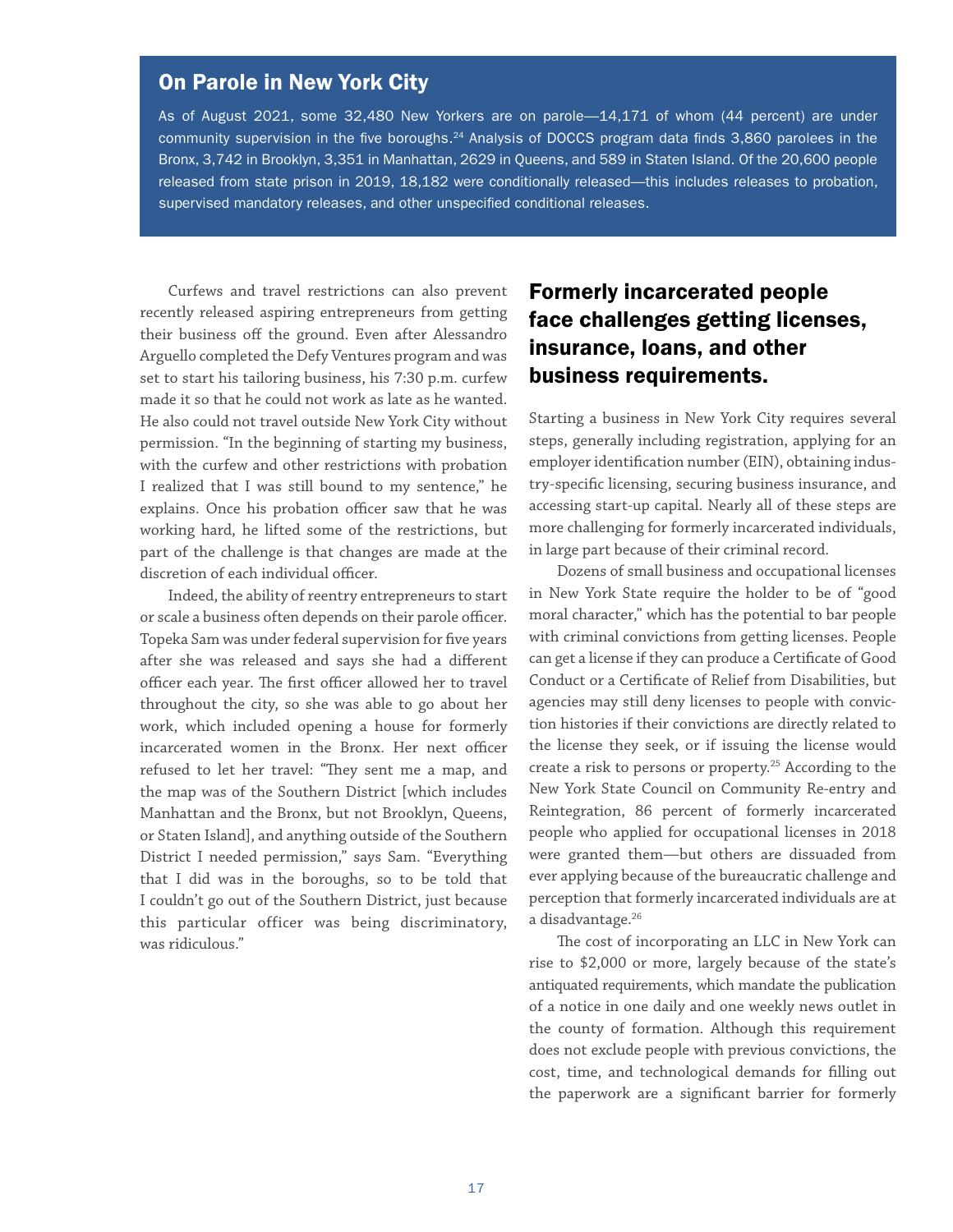## On Parole in New York City

As of August 2021, some 32,480 New Yorkers are on parole—14,171 of whom (44 percent) are under community supervision in the five boroughs.[24] Analysis of DOCCS program data finds 3,860 parolees in the Bronx, 3,742 in Brooklyn, 3,351 in Manhattan, 2629 in Queens, and 589 in Staten Island. Of the 20,600 people released from state prison in 2019, 18,182 were conditionally released—this includes releases to probation, supervised mandatory releases, and other unspecified conditional releases.

Curfews and travel restrictions can also prevent recently released aspiring entrepreneurs from getting their business off the ground. Even after Alessandro Arguello completed the Defy Ventures program and was set to start his tailoring business, his 7:30 p.m. curfew made it so that he could not work as late as he wanted. He also could not travel outside New York City without permission. "In the beginning of starting my business, with the curfew and other restrictions with probation I realized that I was still bound to my sentence," he explains. Once his probation officer saw that he was working hard, he lifted some of the restrictions, but part of the challenge is that changes are made at the discretion of each individual officer.

Indeed, the ability of reentry entrepreneurs to start or scale a business often depends on their parole officer. Topeka Sam was under federal supervision for five years after she was released and says she had a different officer each year. The first officer allowed her to travel throughout the city, so she was able to go about her work, which included opening a house for formerly incarcerated women in the Bronx. Her next officer refused to let her travel: "They sent me a map, and the map was of the Southern District [which includes Manhattan and the Bronx, but not Brooklyn, Queens, or Staten Island], and anything outside of the Southern District I needed permission," says Sam. "Everything that I did was in the boroughs, so to be told that I couldn't go out of the Southern District, just because this particular officer was being discriminatory, was ridiculous."

## Formerly incarcerated people face challenges getting licenses, insurance, loans, and other business requirements.

Starting a business in New York City requires several steps, generally including registration, applying for an employer identification number (EIN), obtaining industry-specific licensing, securing business insurance, and accessing start-up capital. Nearly all of these steps are more challenging for formerly incarcerated individuals, in large part because of their criminal record.

Dozens of small business and occupational licenses in New York State require the holder to be of "good moral character," which has the potential to bar people with criminal convictions from getting licenses. People can get a license if they can produce a Certificate of Good Conduct or a Certificate of Relief from Disabilities, but agencies may still deny licenses to people with conviction histories if their convictions are directly related to the license they seek, or if issuing the license would create a risk to persons or property.[25] According to the New York State Council on Community Re-entry and Reintegration, 86 percent of formerly incarcerated people who applied for occupational licenses in 2018 were granted them—but others are dissuaded from ever applying because of the bureaucratic challenge and perception that formerly incarcerated individuals are at a disadvantage.[26]

The cost of incorporating an LLC in New York can rise to $2,000 or more, largely because of the state's antiquated requirements, which mandate the publication of a notice in one daily and one weekly news outlet in the county of formation. Although this requirement does not exclude people with previous convictions, the cost, time, and technological demands for filling out the paperwork are a significant barrier for formerly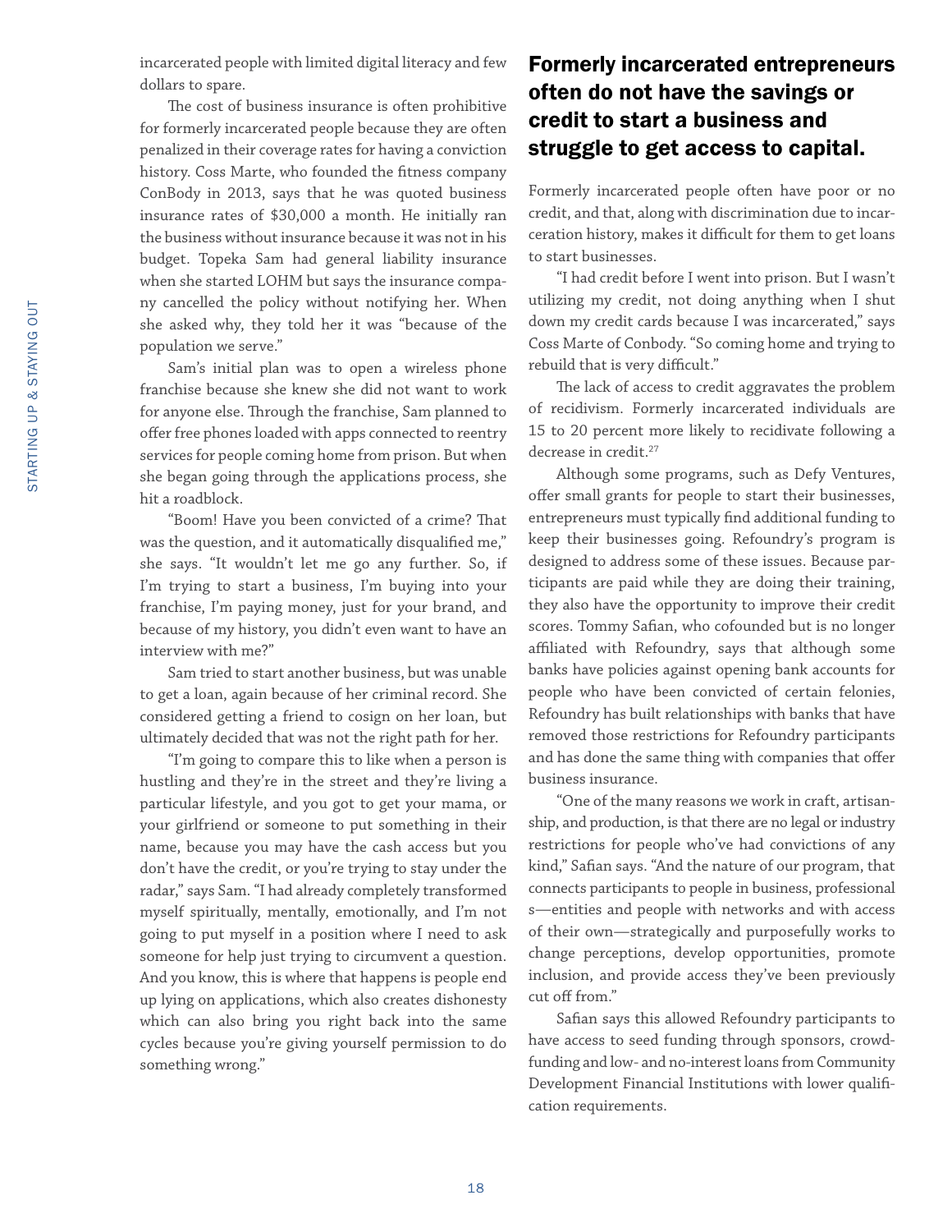incarcerated people with limited digital literacy and few dollars to spare.

The cost of business insurance is often prohibitive for formerly incarcerated people because they are often penalized in their coverage rates for having a conviction history. Coss Marte, who founded the fitness company ConBody in 2013, says that he was quoted business insurance rates of $30,000 a month. He initially ran the business without insurance because it was not in his budget. Topeka Sam had general liability insurance when she started LOHM but says the insurance company cancelled the policy without notifying her. When she asked why, they told her it was "because of the population we serve."

Sam's initial plan was to open a wireless phone franchise because she knew she did not want to work for anyone else. Through the franchise, Sam planned to offer free phones loaded with apps connected to reentry services for people coming home from prison. But when she began going through the applications process, she hit a roadblock.

"Boom! Have you been convicted of a crime? That was the question, and it automatically disqualified me," she says. "It wouldn't let me go any further. So, if I'm trying to start a business, I'm buying into your franchise, I'm paying money, just for your brand, and because of my history, you didn't even want to have an interview with me?"

Sam tried to start another business, but was unable to get a loan, again because of her criminal record. She considered getting a friend to cosign on her loan, but ultimately decided that was not the right path for her.

"I'm going to compare this to like when a person is hustling and they're in the street and they're living a particular lifestyle, and you got to get your mama, or your girlfriend or someone to put something in their name, because you may have the cash access but you don't have the credit, or you're trying to stay under the radar," says Sam. "I had already completely transformed myself spiritually, mentally, emotionally, and I'm not going to put myself in a position where I need to ask someone for help just trying to circumvent a question. And you know, this is where that happens is people end up lying on applications, which also creates dishonesty which can also bring you right back into the same cycles because you're giving yourself permission to do something wrong."

## Formerly incarcerated entrepreneurs often do not have the savings or credit to start a business and struggle to get access to capital.

Formerly incarcerated people often have poor or no credit, and that, along with discrimination due to incarceration history, makes it difficult for them to get loans to start businesses.

"I had credit before I went into prison. But I wasn't utilizing my credit, not doing anything when I shut down my credit cards because I was incarcerated," says Coss Marte of Conbody. "So coming home and trying to rebuild that is very difficult."

The lack of access to credit aggravates the problem of recidivism. Formerly incarcerated individuals are 15 to 20 percent more likely to recidivate following a decrease in credit.[27]

Although some programs, such as Defy Ventures, offer small grants for people to start their businesses, entrepreneurs must typically find additional funding to keep their businesses going. Refoundry's program is designed to address some of these issues. Because participants are paid while they are doing their training, they also have the opportunity to improve their credit scores. Tommy Safian, who cofounded but is no longer affiliated with Refoundry, says that although some banks have policies against opening bank accounts for people who have been convicted of certain felonies, Refoundry has built relationships with banks that have removed those restrictions for Refoundry participants and has done the same thing with companies that offer business insurance.

"One of the many reasons we work in craft, artisanship, and production, is that there are no legal or industry restrictions for people who've had convictions of any kind," Safian says. "And the nature of our program, that connects participants to people in business, professional s—entities and people with networks and with access of their own—strategically and purposefully works to change perceptions, develop opportunities, promote inclusion, and provide access they've been previously cut off from."

Safian says this allowed Refoundry participants to have access to seed funding through sponsors, crowdfunding and low- and no-interest loans from Community Development Financial Institutions with lower qualification requirements.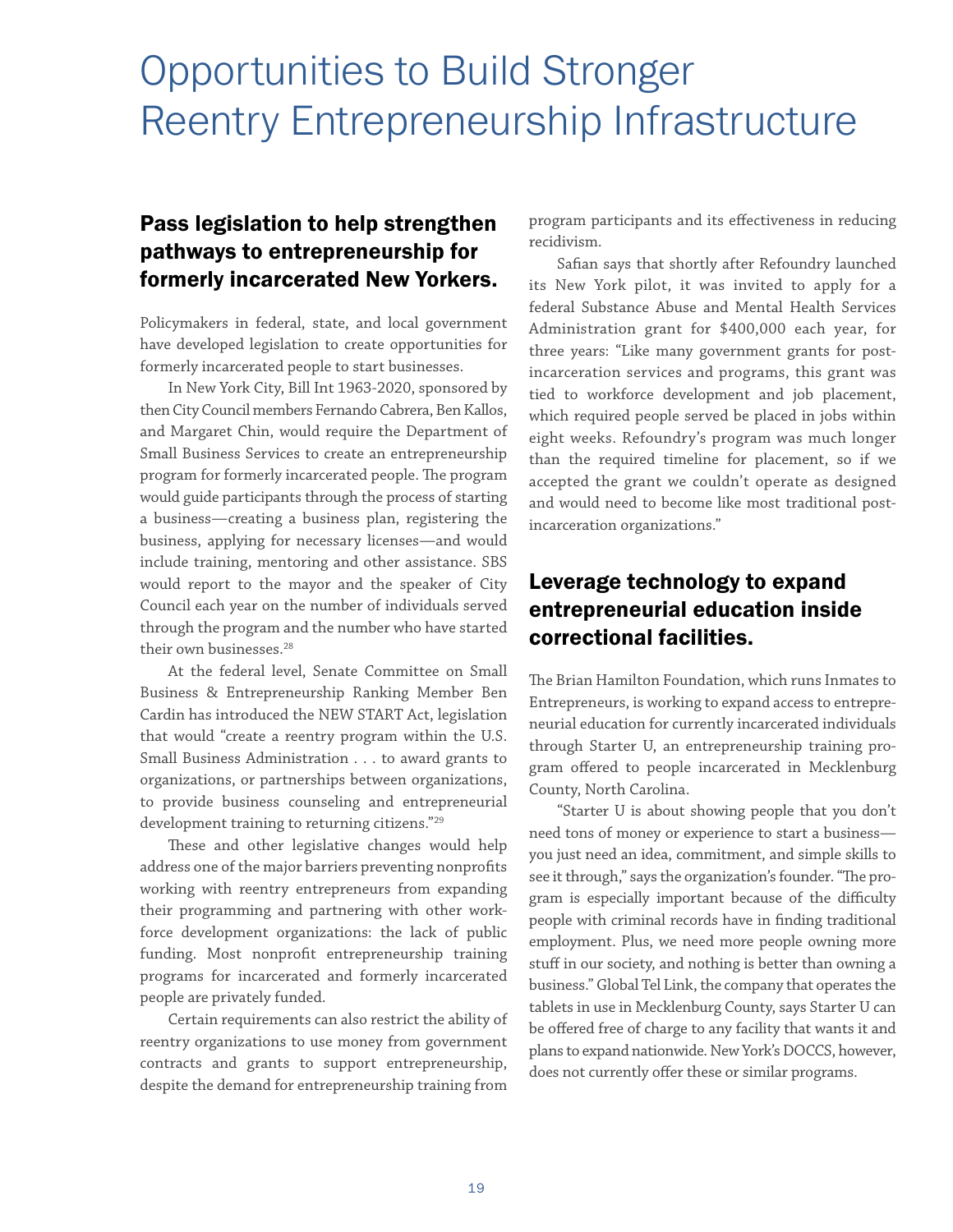# Opportunities to Build Stronger Reentry Entrepreneurship Infrastructure

## Pass legislation to help strengthen pathways to entrepreneurship for formerly incarcerated New Yorkers.

Policymakers in federal, state, and local government have developed legislation to create opportunities for formerly incarcerated people to start businesses.

In New York City, Bill Int 1963-2020, sponsored by then City Council members Fernando Cabrera, Ben Kallos, and Margaret Chin, would require the Department of Small Business Services to create an entrepreneurship program for formerly incarcerated people. The program would guide participants through the process of starting a business—creating a business plan, registering the business, applying for necessary licenses—and would include training, mentoring and other assistance. SBS would report to the mayor and the speaker of City Council each year on the number of individuals served through the program and the number who have started their own businesses.[28]

At the federal level, Senate Committee on Small Business & Entrepreneurship Ranking Member Ben Cardin has introduced the NEW START Act, legislation that would "create a reentry program within the U.S. Small Business Administration . . . to award grants to organizations, or partnerships between organizations, to provide business counseling and entrepreneurial development training to returning citizens."[29]

These and other legislative changes would help address one of the major barriers preventing nonprofits working with reentry entrepreneurs from expanding their programming and partnering with other workforce development organizations: the lack of public funding. Most nonprofit entrepreneurship training programs for incarcerated and formerly incarcerated people are privately funded.

Certain requirements can also restrict the ability of reentry organizations to use money from government contracts and grants to support entrepreneurship, despite the demand for entrepreneurship training from program participants and its effectiveness in reducing recidivism.

Safian says that shortly after Refoundry launched its New York pilot, it was invited to apply for a federal Substance Abuse and Mental Health Services Administration grant for $400,000 each year, for three years: "Like many government grants for post-incarceration services and programs, this grant was tied to workforce development and job placement, which required people served be placed in jobs within eight weeks. Refoundry's program was much longer than the required timeline for placement, so if we accepted the grant we couldn't operate as designed and would need to become like most traditional post-incarceration organizations."

## Leverage technology to expand entrepreneurial education inside correctional facilities.

The Brian Hamilton Foundation, which runs Inmates to Entrepreneurs, is working to expand access to entrepreneurial education for currently incarcerated individuals through Starter U, an entrepreneurship training program offered to people incarcerated in Mecklenburg County, North Carolina.

"Starter U is about showing people that you don't need tons of money or experience to start a business—you just need an idea, commitment, and simple skills to see it through," says the organization's founder. "The program is especially important because of the difficulty people with criminal records have in finding traditional employment. Plus, we need more people owning more stuff in our society, and nothing is better than owning a business." Global Tel Link, the company that operates the tablets in use in Mecklenburg County, says Starter U can be offered free of charge to any facility that wants it and plans to expand nationwide. New York's DOCCS, however, does not currently offer these or similar programs.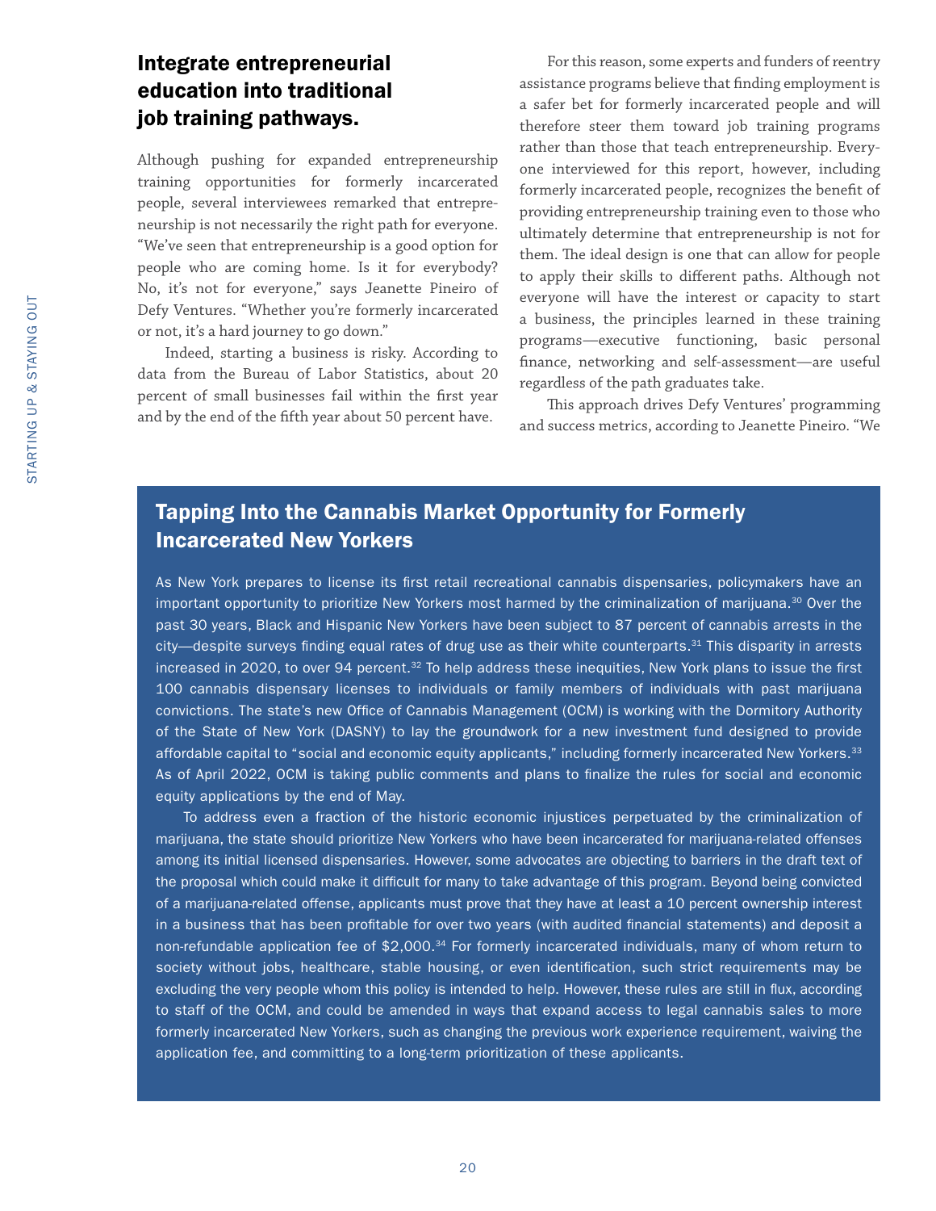## Integrate entrepreneurial education into traditional job training pathways.

Although pushing for expanded entrepreneurship training opportunities for formerly incarcerated people, several interviewees remarked that entrepreneurship is not necessarily the right path for everyone. "We've seen that entrepreneurship is a good option for people who are coming home. Is it for everybody? No, it's not for everyone," says Jeanette Pineiro of Defy Ventures. "Whether you're formerly incarcerated or not, it's a hard journey to go down."

Indeed, starting a business is risky. According to data from the Bureau of Labor Statistics, about 20 percent of small businesses fail within the first year and by the end of the fifth year about 50 percent have.

For this reason, some experts and funders of reentry assistance programs believe that finding employment is a safer bet for formerly incarcerated people and will therefore steer them toward job training programs rather than those that teach entrepreneurship. Everyone interviewed for this report, however, including formerly incarcerated people, recognizes the benefit of providing entrepreneurship training even to those who ultimately determine that entrepreneurship is not for them. The ideal design is one that can allow for people to apply their skills to different paths. Although not everyone will have the interest or capacity to start a business, the principles learned in these training programs—executive functioning, basic personal finance, networking and self-assessment—are useful regardless of the path graduates take.

This approach drives Defy Ventures' programming and success metrics, according to Jeanette Pineiro. "We

### Tapping Into the Cannabis Market Opportunity for Formerly Incarcerated New Yorkers

As New York prepares to license its first retail recreational cannabis dispensaries, policymakers have an important opportunity to prioritize New Yorkers most harmed by the criminalization of marijuana.[30] Over the past 30 years, Black and Hispanic New Yorkers have been subject to 87 percent of cannabis arrests in the city—despite surveys finding equal rates of drug use as their white counterparts.[31] This disparity in arrests increased in 2020, to over 94 percent.[32] To help address these inequities, New York plans to issue the first 100 cannabis dispensary licenses to individuals or family members of individuals with past marijuana convictions. The state's new Office of Cannabis Management (OCM) is working with the Dormitory Authority of the State of New York (DASNY) to lay the groundwork for a new investment fund designed to provide affordable capital to "social and economic equity applicants," including formerly incarcerated New Yorkers.[33] As of April 2022, OCM is taking public comments and plans to finalize the rules for social and economic equity applications by the end of May.

To address even a fraction of the historic economic injustices perpetuated by the criminalization of marijuana, the state should prioritize New Yorkers who have been incarcerated for marijuana-related offenses among its initial licensed dispensaries. However, some advocates are objecting to barriers in the draft text of the proposal which could make it difficult for many to take advantage of this program. Beyond being convicted of a marijuana-related offense, applicants must prove that they have at least a 10 percent ownership interest in a business that has been profitable for over two years (with audited financial statements) and deposit a non-refundable application fee of $2,000.[34] For formerly incarcerated individuals, many of whom return to society without jobs, healthcare, stable housing, or even identification, such strict requirements may be excluding the very people whom this policy is intended to help. However, these rules are still in flux, according to staff of the OCM, and could be amended in ways that expand access to legal cannabis sales to more formerly incarcerated New Yorkers, such as changing the previous work experience requirement, waiving the application fee, and committing to a long-term prioritization of these applicants.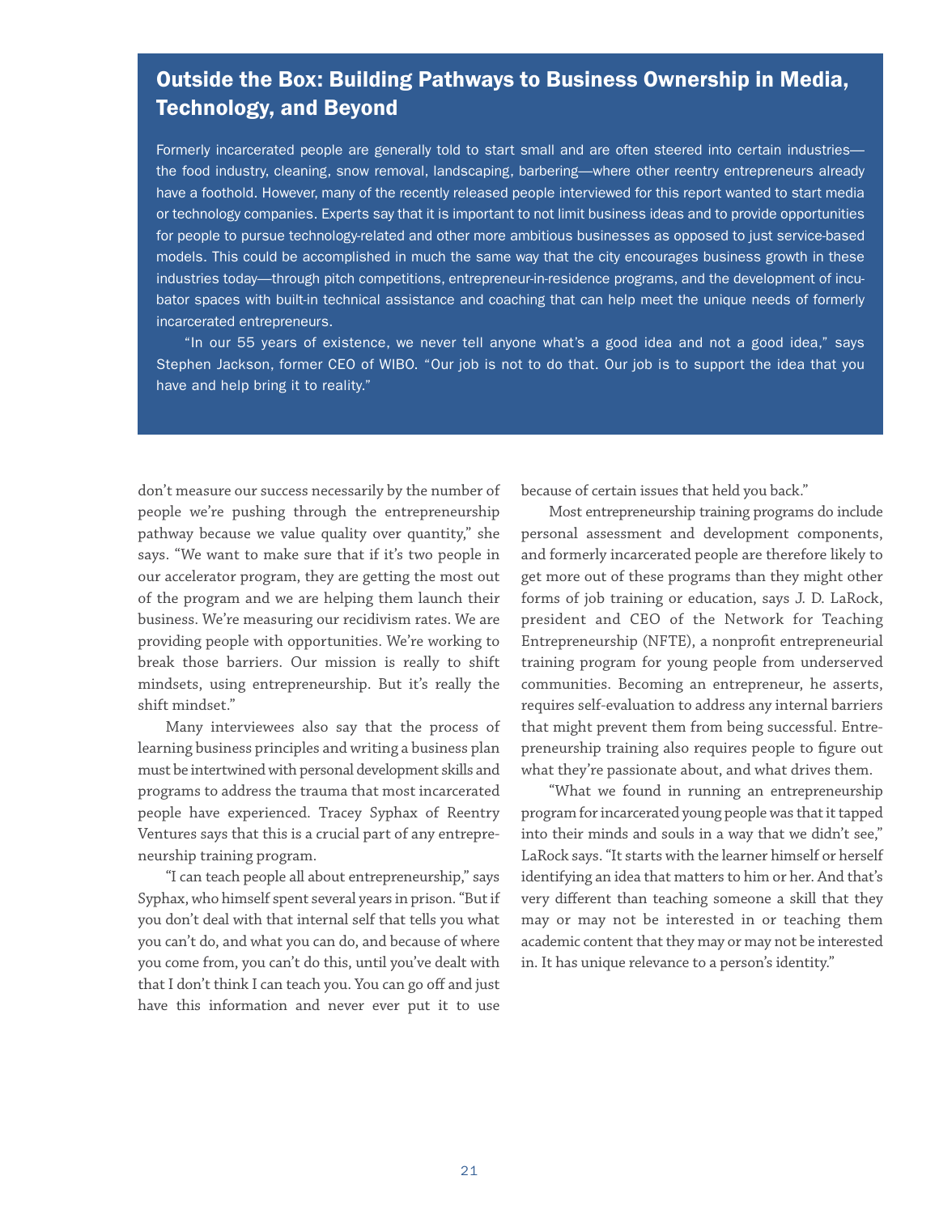## Outside the Box: Building Pathways to Business Ownership in Media, Technology, and Beyond

Formerly incarcerated people are generally told to start small and are often steered into certain industries—the food industry, cleaning, snow removal, landscaping, barbering—where other reentry entrepreneurs already have a foothold. However, many of the recently released people interviewed for this report wanted to start media or technology companies. Experts say that it is important to not limit business ideas and to provide opportunities for people to pursue technology-related and other more ambitious businesses as opposed to just service-based models. This could be accomplished in much the same way that the city encourages business growth in these industries today—through pitch competitions, entrepreneur-in-residence programs, and the development of incubator spaces with built-in technical assistance and coaching that can help meet the unique needs of formerly incarcerated entrepreneurs.

"In our 55 years of existence, we never tell anyone what's a good idea and not a good idea," says Stephen Jackson, former CEO of WIBO. "Our job is not to do that. Our job is to support the idea that you have and help bring it to reality."

don't measure our success necessarily by the number of people we're pushing through the entrepreneurship pathway because we value quality over quantity," she says. "We want to make sure that if it's two people in our accelerator program, they are getting the most out of the program and we are helping them launch their business. We're measuring our recidivism rates. We are providing people with opportunities. We're working to break those barriers. Our mission is really to shift mindsets, using entrepreneurship. But it's really the shift mindset."

Many interviewees also say that the process of learning business principles and writing a business plan must be intertwined with personal development skills and programs to address the trauma that most incarcerated people have experienced. Tracey Syphax of Reentry Ventures says that this is a crucial part of any entrepreneurship training program.

"I can teach people all about entrepreneurship," says Syphax, who himself spent several years in prison. "But if you don't deal with that internal self that tells you what you can't do, and what you can do, and because of where you come from, you can't do this, until you've dealt with that I don't think I can teach you. You can go off and just have this information and never ever put it to use because of certain issues that held you back."

Most entrepreneurship training programs do include personal assessment and development components, and formerly incarcerated people are therefore likely to get more out of these programs than they might other forms of job training or education, says J. D. LaRock, president and CEO of the Network for Teaching Entrepreneurship (NFTE), a nonprofit entrepreneurial training program for young people from underserved communities. Becoming an entrepreneur, he asserts, requires self-evaluation to address any internal barriers that might prevent them from being successful. Entrepreneurship training also requires people to figure out what they're passionate about, and what drives them.

"What we found in running an entrepreneurship program for incarcerated young people was that it tapped into their minds and souls in a way that we didn't see," LaRock says. "It starts with the learner himself or herself identifying an idea that matters to him or her. And that's very different than teaching someone a skill that they may or may not be interested in or teaching them academic content that they may or may not be interested in. It has unique relevance to a person's identity."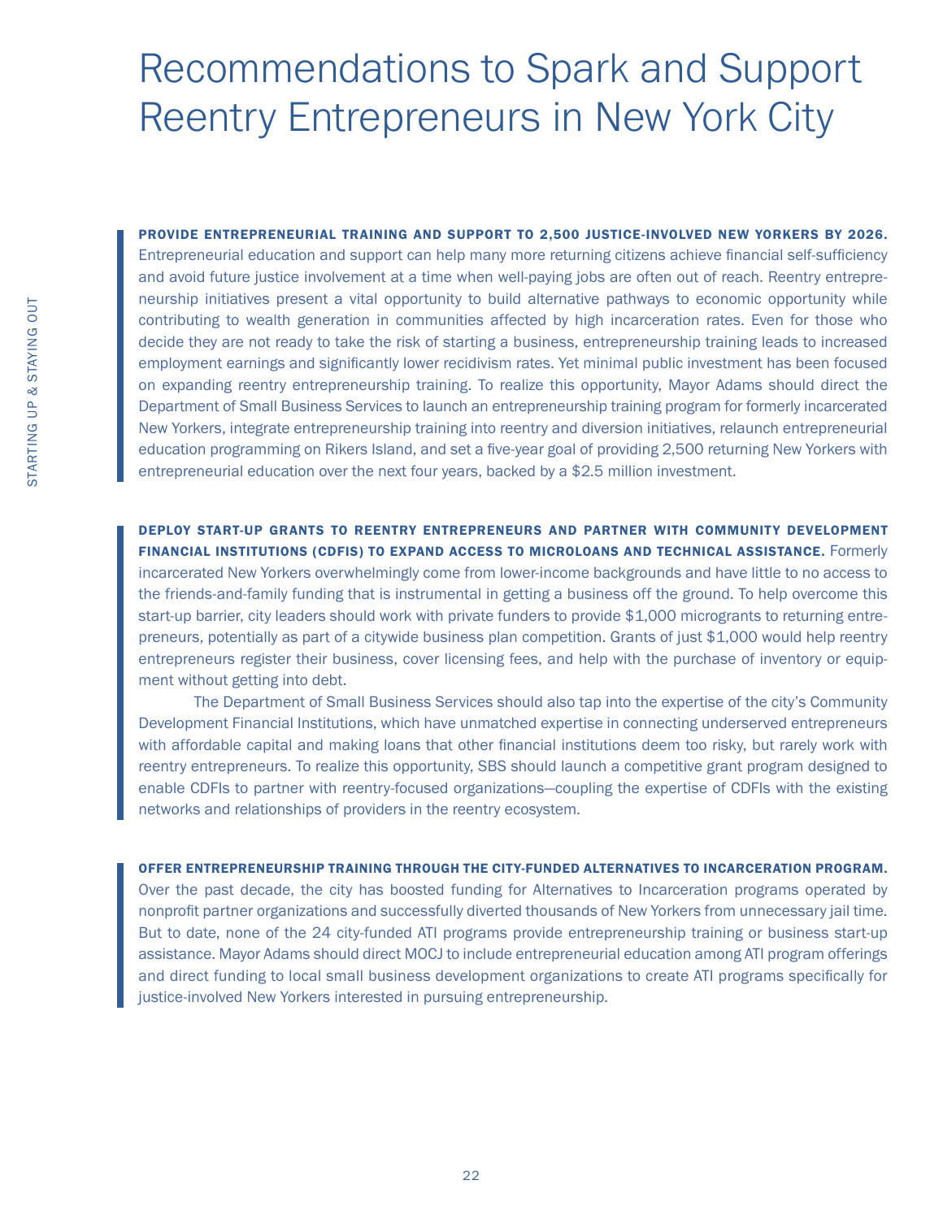# Recommendations to Spark and Support Reentry Entrepreneurs in New York City

**PROVIDE ENTREPRENEURIAL TRAINING AND SUPPORT TO 2,500 JUSTICE-INVOLVED NEW YORKERS BY 2026.** Entrepreneurial education and support can help many more returning citizens achieve financial self-sufficiency and avoid future justice involvement at a time when well-paying jobs are often out of reach. Reentry entrepreneurship initiatives present a vital opportunity to build alternative pathways to economic opportunity while contributing to wealth generation in communities affected by high incarceration rates. Even for those who decide they are not ready to take the risk of starting a business, entrepreneurship training leads to increased employment earnings and significantly lower recidivism rates. Yet minimal public investment has been focused on expanding reentry entrepreneurship training. To realize this opportunity, Mayor Adams should direct the Department of Small Business Services to launch an entrepreneurship training program for formerly incarcerated New Yorkers, integrate entrepreneurship training into reentry and diversion initiatives, relaunch entrepreneurial education programming on Rikers Island, and set a five-year goal of providing 2,500 returning New Yorkers with entrepreneurial education over the next four years, backed by a $2.5 million investment.

**DEPLOY START-UP GRANTS TO REENTRY ENTREPRENEURS AND PARTNER WITH COMMUNITY DEVELOPMENT FINANCIAL INSTITUTIONS (CDFIS) TO EXPAND ACCESS TO MICROLOANS AND TECHNICAL ASSISTANCE.** Formerly incarcerated New Yorkers overwhelmingly come from lower-income backgrounds and have little to no access to the friends-and-family funding that is instrumental in getting a business off the ground. To help overcome this start-up barrier, city leaders should work with private funders to provide $1,000 microgrants to returning entrepreneurs, potentially as part of a citywide business plan competition. Grants of just $1,000 would help reentry entrepreneurs register their business, cover licensing fees, and help with the purchase of inventory or equipment without getting into debt.

The Department of Small Business Services should also tap into the expertise of the city's Community Development Financial Institutions, which have unmatched expertise in connecting underserved entrepreneurs with affordable capital and making loans that other financial institutions deem too risky, but rarely work with reentry entrepreneurs. To realize this opportunity, SBS should launch a competitive grant program designed to enable CDFIs to partner with reentry-focused organizations—coupling the expertise of CDFIs with the existing networks and relationships of providers in the reentry ecosystem.

**OFFER ENTREPRENEURSHIP TRAINING THROUGH THE CITY-FUNDED ALTERNATIVES TO INCARCERATION PROGRAM.** Over the past decade, the city has boosted funding for Alternatives to Incarceration programs operated by nonprofit partner organizations and successfully diverted thousands of New Yorkers from unnecessary jail time. But to date, none of the 24 city-funded ATI programs provide entrepreneurship training or business start-up assistance. Mayor Adams should direct MOCJ to include entrepreneurial education among ATI program offerings and direct funding to local small business development organizations to create ATI programs specifically for justice-involved New Yorkers interested in pursuing entrepreneurship.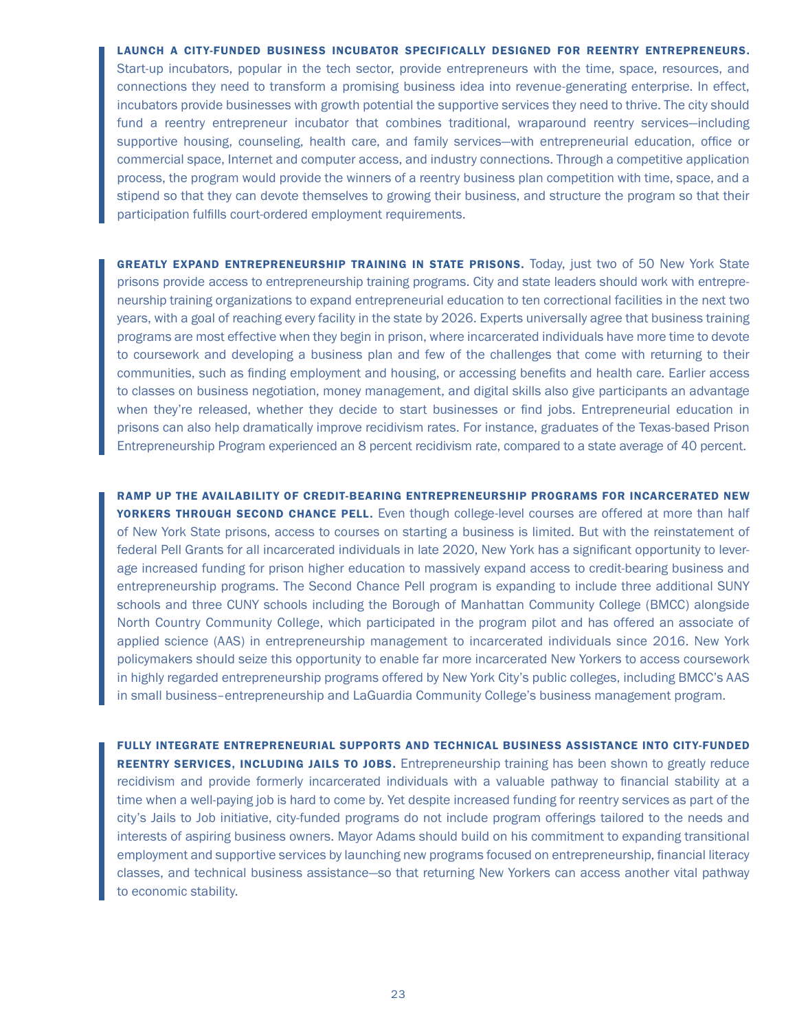**LAUNCH A CITY-FUNDED BUSINESS INCUBATOR SPECIFICALLY DESIGNED FOR REENTRY ENTREPRENEURS.** Start-up incubators, popular in the tech sector, provide entrepreneurs with the time, space, resources, and connections they need to transform a promising business idea into revenue-generating enterprise. In effect, incubators provide businesses with growth potential the supportive services they need to thrive. The city should fund a reentry entrepreneur incubator that combines traditional, wraparound reentry services—including supportive housing, counseling, health care, and family services—with entrepreneurial education, office or commercial space, Internet and computer access, and industry connections. Through a competitive application process, the program would provide the winners of a reentry business plan competition with time, space, and a stipend so that they can devote themselves to growing their business, and structure the program so that their participation fulfills court-ordered employment requirements.

**GREATLY EXPAND ENTREPRENEURSHIP TRAINING IN STATE PRISONS.** Today, just two of 50 New York State prisons provide access to entrepreneurship training programs. City and state leaders should work with entrepreneurship training organizations to expand entrepreneurial education to ten correctional facilities in the next two years, with a goal of reaching every facility in the state by 2026. Experts universally agree that business training programs are most effective when they begin in prison, where incarcerated individuals have more time to devote to coursework and developing a business plan and few of the challenges that come with returning to their communities, such as finding employment and housing, or accessing benefits and health care. Earlier access to classes on business negotiation, money management, and digital skills also give participants an advantage when they're released, whether they decide to start businesses or find jobs. Entrepreneurial education in prisons can also help dramatically improve recidivism rates. For instance, graduates of the Texas-based Prison Entrepreneurship Program experienced an 8 percent recidivism rate, compared to a state average of 40 percent.

**RAMP UP THE AVAILABILITY OF CREDIT-BEARING ENTREPRENEURSHIP PROGRAMS FOR INCARCERATED NEW YORKERS THROUGH SECOND CHANCE PELL.** Even though college-level courses are offered at more than half of New York State prisons, access to courses on starting a business is limited. But with the reinstatement of federal Pell Grants for all incarcerated individuals in late 2020, New York has a significant opportunity to leverage increased funding for prison higher education to massively expand access to credit-bearing business and entrepreneurship programs. The Second Chance Pell program is expanding to include three additional SUNY schools and three CUNY schools including the Borough of Manhattan Community College (BMCC) alongside North Country Community College, which participated in the program pilot and has offered an associate of applied science (AAS) in entrepreneurship management to incarcerated individuals since 2016. New York policymakers should seize this opportunity to enable far more incarcerated New Yorkers to access coursework in highly regarded entrepreneurship programs offered by New York City's public colleges, including BMCC's AAS in small business–entrepreneurship and LaGuardia Community College's business management program.

**FULLY INTEGRATE ENTREPRENEURIAL SUPPORTS AND TECHNICAL BUSINESS ASSISTANCE INTO CITY-FUNDED REENTRY SERVICES, INCLUDING JAILS TO JOBS.** Entrepreneurship training has been shown to greatly reduce recidivism and provide formerly incarcerated individuals with a valuable pathway to financial stability at a time when a well-paying job is hard to come by. Yet despite increased funding for reentry services as part of the city's Jails to Job initiative, city-funded programs do not include program offerings tailored to the needs and interests of aspiring business owners. Mayor Adams should build on his commitment to expanding transitional employment and supportive services by launching new programs focused on entrepreneurship, financial literacy classes, and technical business assistance—so that returning New Yorkers can access another vital pathway to economic stability.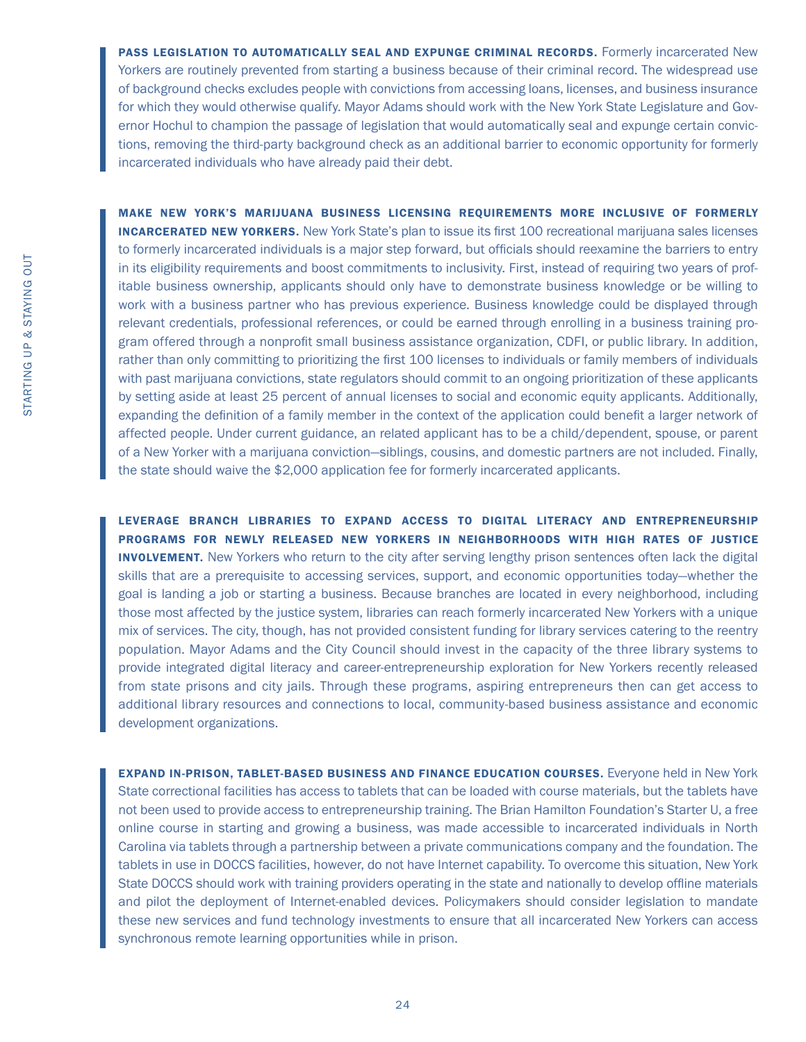**PASS LEGISLATION TO AUTOMATICALLY SEAL AND EXPUNGE CRIMINAL RECORDS.** Formerly incarcerated New Yorkers are routinely prevented from starting a business because of their criminal record. The widespread use of background checks excludes people with convictions from accessing loans, licenses, and business insurance for which they would otherwise qualify. Mayor Adams should work with the New York State Legislature and Governor Hochul to champion the passage of legislation that would automatically seal and expunge certain convictions, removing the third-party background check as an additional barrier to economic opportunity for formerly incarcerated individuals who have already paid their debt.

**MAKE NEW YORK'S MARIJUANA BUSINESS LICENSING REQUIREMENTS MORE INCLUSIVE OF FORMERLY INCARCERATED NEW YORKERS.** New York State's plan to issue its first 100 recreational marijuana sales licenses to formerly incarcerated individuals is a major step forward, but officials should reexamine the barriers to entry in its eligibility requirements and boost commitments to inclusivity. First, instead of requiring two years of profitable business ownership, applicants should only have to demonstrate business knowledge or be willing to work with a business partner who has previous experience. Business knowledge could be displayed through relevant credentials, professional references, or could be earned through enrolling in a business training program offered through a nonprofit small business assistance organization, CDFI, or public library. In addition, rather than only committing to prioritizing the first 100 licenses to individuals or family members of individuals with past marijuana convictions, state regulators should commit to an ongoing prioritization of these applicants by setting aside at least 25 percent of annual licenses to social and economic equity applicants. Additionally, expanding the definition of a family member in the context of the application could benefit a larger network of affected people. Under current guidance, an related applicant has to be a child/dependent, spouse, or parent of a New Yorker with a marijuana conviction—siblings, cousins, and domestic partners are not included. Finally, the state should waive the $2,000 application fee for formerly incarcerated applicants.

**LEVERAGE BRANCH LIBRARIES TO EXPAND ACCESS TO DIGITAL LITERACY AND ENTREPRENEURSHIP PROGRAMS FOR NEWLY RELEASED NEW YORKERS IN NEIGHBORHOODS WITH HIGH RATES OF JUSTICE INVOLVEMENT.** New Yorkers who return to the city after serving lengthy prison sentences often lack the digital skills that are a prerequisite to accessing services, support, and economic opportunities today—whether the goal is landing a job or starting a business. Because branches are located in every neighborhood, including those most affected by the justice system, libraries can reach formerly incarcerated New Yorkers with a unique mix of services. The city, though, has not provided consistent funding for library services catering to the reentry population. Mayor Adams and the City Council should invest in the capacity of the three library systems to provide integrated digital literacy and career-entrepreneurship exploration for New Yorkers recently released from state prisons and city jails. Through these programs, aspiring entrepreneurs then can get access to additional library resources and connections to local, community-based business assistance and economic development organizations.

**EXPAND IN-PRISON, TABLET-BASED BUSINESS AND FINANCE EDUCATION COURSES.** Everyone held in New York State correctional facilities has access to tablets that can be loaded with course materials, but the tablets have not been used to provide access to entrepreneurship training. The Brian Hamilton Foundation's Starter U, a free online course in starting and growing a business, was made accessible to incarcerated individuals in North Carolina via tablets through a partnership between a private communications company and the foundation. The tablets in use in DOCCS facilities, however, do not have Internet capability. To overcome this situation, New York State DOCCS should work with training providers operating in the state and nationally to develop offline materials and pilot the deployment of Internet-enabled devices. Policymakers should consider legislation to mandate these new services and fund technology investments to ensure that all incarcerated New Yorkers can access synchronous remote learning opportunities while in prison.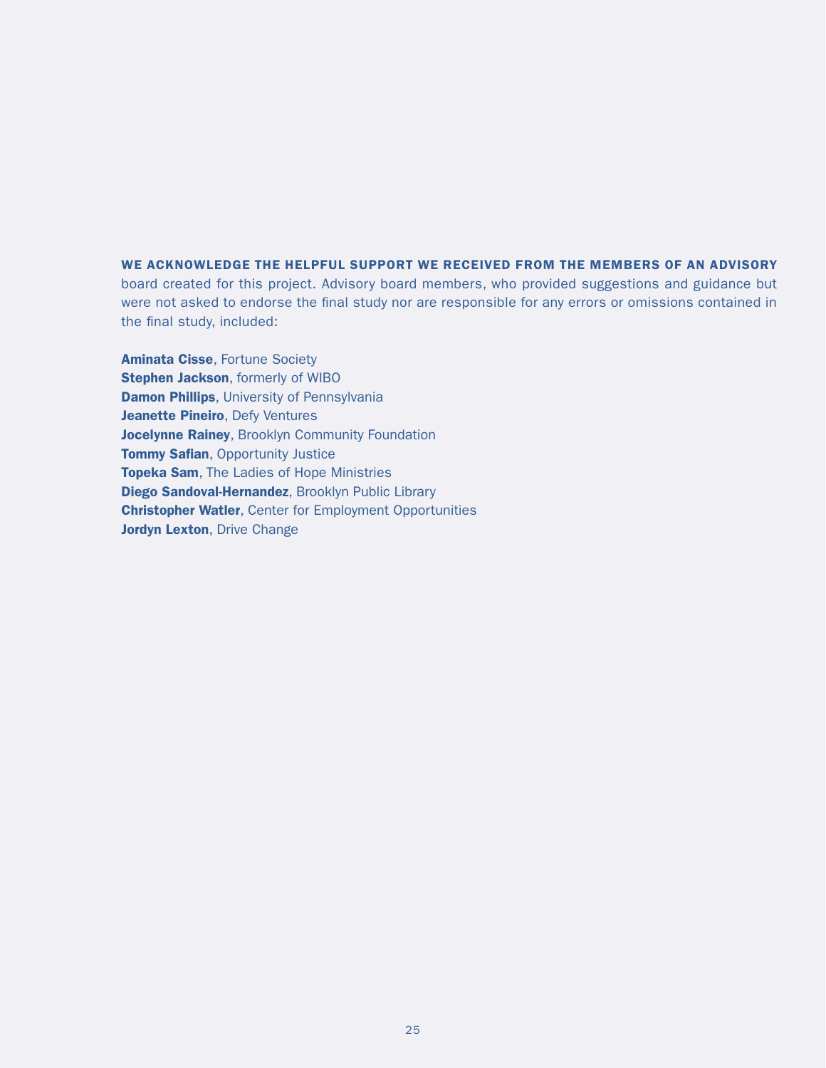**WE ACKNOWLEDGE THE HELPFUL SUPPORT WE RECEIVED FROM THE MEMBERS OF AN ADVISORY** board created for this project. Advisory board members, who provided suggestions and guidance but were not asked to endorse the final study nor are responsible for any errors or omissions contained in the final study, included:

**Aminata Cisse**, Fortune Society
**Stephen Jackson**, formerly of WIBO
**Damon Phillips**, University of Pennsylvania
**Jeanette Pineiro**, Defy Ventures
**Jocelynne Rainey**, Brooklyn Community Foundation
**Tommy Safian**, Opportunity Justice
**Topeka Sam**, The Ladies of Hope Ministries
**Diego Sandoval-Hernandez**, Brooklyn Public Library
**Christopher Watler**, Center for Employment Opportunities
**Jordyn Lexton**, Drive Change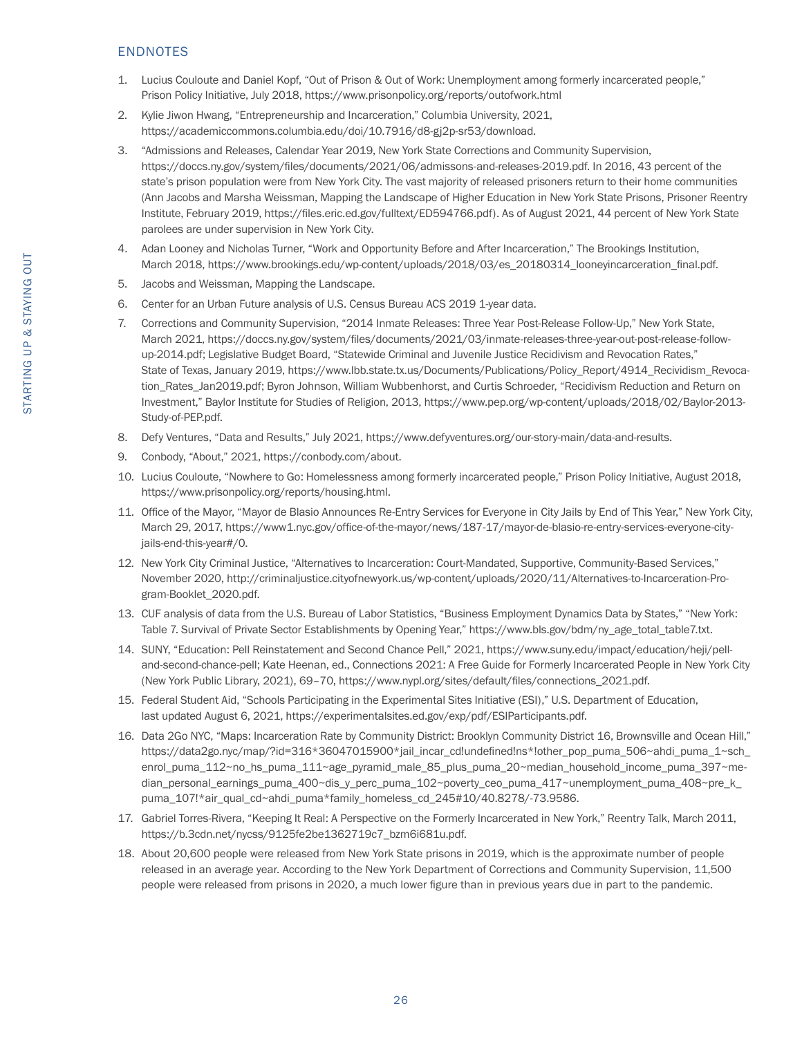## ENDNOTES

1. Lucius Couloute and Daniel Kopf, "Out of Prison & Out of Work: Unemployment among formerly incarcerated people," Prison Policy Initiative, July 2018, https://www.prisonpolicy.org/reports/outofwork.html
2. Kylie Jiwon Hwang, "Entrepreneurship and Incarceration," Columbia University, 2021, https://academiccommons.columbia.edu/doi/10.7916/d8-gj2p-sr53/download.
3. "Admissions and Releases, Calendar Year 2019, New York State Corrections and Community Supervision, https://doccs.ny.gov/system/files/documents/2021/06/admissons-and-releases-2019.pdf. In 2016, 43 percent of the state's prison population were from New York City. The vast majority of released prisoners return to their home communities (Ann Jacobs and Marsha Weissman, Mapping the Landscape of Higher Education in New York State Prisons, Prisoner Reentry Institute, February 2019, https://files.eric.ed.gov/fulltext/ED594766.pdf). As of August 2021, 44 percent of New York State parolees are under supervision in New York City.
4. Adan Looney and Nicholas Turner, "Work and Opportunity Before and After Incarceration," The Brookings Institution, March 2018, https://www.brookings.edu/wp-content/uploads/2018/03/es_20180314_looneyincarceration_final.pdf.
5. Jacobs and Weissman, Mapping the Landscape.
6. Center for an Urban Future analysis of U.S. Census Bureau ACS 2019 1-year data.
7. Corrections and Community Supervision, "2014 Inmate Releases: Three Year Post-Release Follow-Up," New York State, March 2021, https://doccs.ny.gov/system/files/documents/2021/03/inmate-releases-three-year-out-post-release-follow-up-2014.pdf; Legislative Budget Board, "Statewide Criminal and Juvenile Justice Recidivism and Revocation Rates," State of Texas, January 2019, https://www.lbb.state.tx.us/Documents/Publications/Policy_Report/4914_Recidivism_Revocation_Rates_Jan2019.pdf; Byron Johnson, William Wubbenhorst, and Curtis Schroeder, "Recidivism Reduction and Return on Investment," Baylor Institute for Studies of Religion, 2013, https://www.pep.org/wp-content/uploads/2018/02/Baylor-2013-Study-of-PEP.pdf.
8. Defy Ventures, "Data and Results," July 2021, https://www.defyventures.org/our-story-main/data-and-results.
9. Conbody, "About," 2021, https://conbody.com/about.
10. Lucius Couloute, "Nowhere to Go: Homelessness among formerly incarcerated people," Prison Policy Initiative, August 2018, https://www.prisonpolicy.org/reports/housing.html.
11. Office of the Mayor, "Mayor de Blasio Announces Re-Entry Services for Everyone in City Jails by End of This Year," New York City, March 29, 2017, https://www1.nyc.gov/office-of-the-mayor/news/187-17/mayor-de-blasio-re-entry-services-everyone-city-jails-end-this-year#/0.
12. New York City Criminal Justice, "Alternatives to Incarceration: Court-Mandated, Supportive, Community-Based Services," November 2020, http://criminaljustice.cityofnewyork.us/wp-content/uploads/2020/11/Alternatives-to-Incarceration-Program-Booklet_2020.pdf.
13. CUF analysis of data from the U.S. Bureau of Labor Statistics, "Business Employment Dynamics Data by States," "New York: Table 7. Survival of Private Sector Establishments by Opening Year," https://www.bls.gov/bdm/ny_age_total_table7.txt.
14. SUNY, "Education: Pell Reinstatement and Second Chance Pell," 2021, https://www.suny.edu/impact/education/heji/pell-and-second-chance-pell; Kate Heenan, ed., Connections 2021: A Free Guide for Formerly Incarcerated People in New York City (New York Public Library, 2021), 69–70, https://www.nypl.org/sites/default/files/connections_2021.pdf.
15. Federal Student Aid, "Schools Participating in the Experimental Sites Initiative (ESI)," U.S. Department of Education, last updated August 6, 2021, https://experimentalsites.ed.gov/exp/pdf/ESIParticipants.pdf.
16. Data 2Go NYC, "Maps: Incarceration Rate by Community District: Brooklyn Community District 16, Brownsville and Ocean Hill," https://data2go.nyc/map/?id=316*36047015900*jail_incar_cd!undefined!ns*!other_pop_puma_506~ahdi_puma_1~sch_enrol_puma_112~no_hs_puma_111~age_pyramid_male_85_plus_puma_20~median_household_income_puma_397~median_personal_earnings_puma_400~dis_y_perc_puma_102~poverty_ceo_puma_417~unemployment_puma_408~pre_k_puma_107!*air_qual_cd~ahdi_puma*family_homeless_cd_245#10/40.8278/-73.9586.
17. Gabriel Torres-Rivera, "Keeping It Real: A Perspective on the Formerly Incarcerated in New York," Reentry Talk, March 2011, https://b.3cdn.net/nycss/9125fe2be1362719c7_bzm6i681u.pdf.
18. About 20,600 people were released from New York State prisons in 2019, which is the approximate number of people released in an average year. According to the New York Department of Corrections and Community Supervision, 11,500 people were released from prisons in 2020, a much lower figure than in previous years due in part to the pandemic.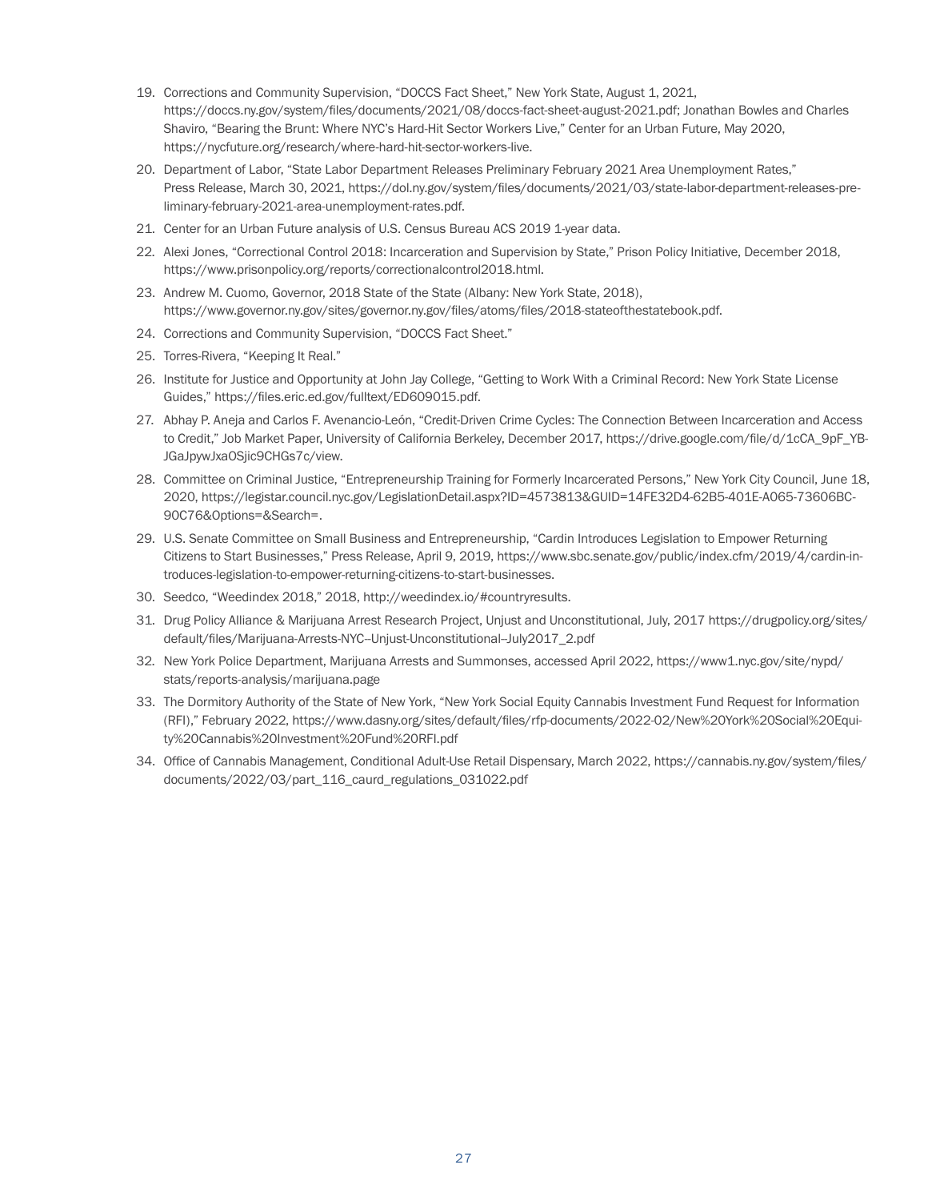19. Corrections and Community Supervision, "DOCCS Fact Sheet," New York State, August 1, 2021, https://doccs.ny.gov/system/files/documents/2021/08/doccs-fact-sheet-august-2021.pdf; Jonathan Bowles and Charles Shaviro, "Bearing the Brunt: Where NYC's Hard-Hit Sector Workers Live," Center for an Urban Future, May 2020, https://nycfuture.org/research/where-hard-hit-sector-workers-live.
20. Department of Labor, "State Labor Department Releases Preliminary February 2021 Area Unemployment Rates," Press Release, March 30, 2021, https://dol.ny.gov/system/files/documents/2021/03/state-labor-department-releases-preliminary-february-2021-area-unemployment-rates.pdf.
21. Center for an Urban Future analysis of U.S. Census Bureau ACS 2019 1-year data.
22. Alexi Jones, "Correctional Control 2018: Incarceration and Supervision by State," Prison Policy Initiative, December 2018, https://www.prisonpolicy.org/reports/correctionalcontrol2018.html.
23. Andrew M. Cuomo, Governor, 2018 State of the State (Albany: New York State, 2018), https://www.governor.ny.gov/sites/governor.ny.gov/files/atoms/files/2018-stateofthestatebook.pdf.
24. Corrections and Community Supervision, "DOCCS Fact Sheet."
25. Torres-Rivera, "Keeping It Real."
26. Institute for Justice and Opportunity at John Jay College, "Getting to Work With a Criminal Record: New York State License Guides," https://files.eric.ed.gov/fulltext/ED609015.pdf.
27. Abhay P. Aneja and Carlos F. Avenancio-León, "Credit-Driven Crime Cycles: The Connection Between Incarceration and Access to Credit," Job Market Paper, University of California Berkeley, December 2017, https://drive.google.com/file/d/1cCA_9pF_YB-JGaJpywJxaOSjic9CHGs7c/view.
28. Committee on Criminal Justice, "Entrepreneurship Training for Formerly Incarcerated Persons," New York City Council, June 18, 2020, https://legistar.council.nyc.gov/LegislationDetail.aspx?ID=4573813&GUID=14FE32D4-62B5-401E-A065-73606BC-90C76&Options=&Search=.
29. U.S. Senate Committee on Small Business and Entrepreneurship, "Cardin Introduces Legislation to Empower Returning Citizens to Start Businesses," Press Release, April 9, 2019, https://www.sbc.senate.gov/public/index.cfm/2019/4/cardin-introduces-legislation-to-empower-returning-citizens-to-start-businesses.
30. Seedco, "Weedindex 2018," 2018, http://weedindex.io/#countryresults.
31. Drug Policy Alliance & Marijuana Arrest Research Project, Unjust and Unconstitutional, July, 2017 https://drugpolicy.org/sites/default/files/Marijuana-Arrests-NYC--Unjust-Unconstitutional--July2017_2.pdf
32. New York Police Department, Marijuana Arrests and Summonses, accessed April 2022, https://www1.nyc.gov/site/nypd/stats/reports-analysis/marijuana.page
33. The Dormitory Authority of the State of New York, "New York Social Equity Cannabis Investment Fund Request for Information (RFI)," February 2022, https://www.dasny.org/sites/default/files/rfp-documents/2022-02/New%20York%20Social%20Equity%20Cannabis%20Investment%20Fund%20RFI.pdf
34. Office of Cannabis Management, Conditional Adult-Use Retail Dispensary, March 2022, https://cannabis.ny.gov/system/files/documents/2022/03/part_116_caurd_regulations_031022.pdf